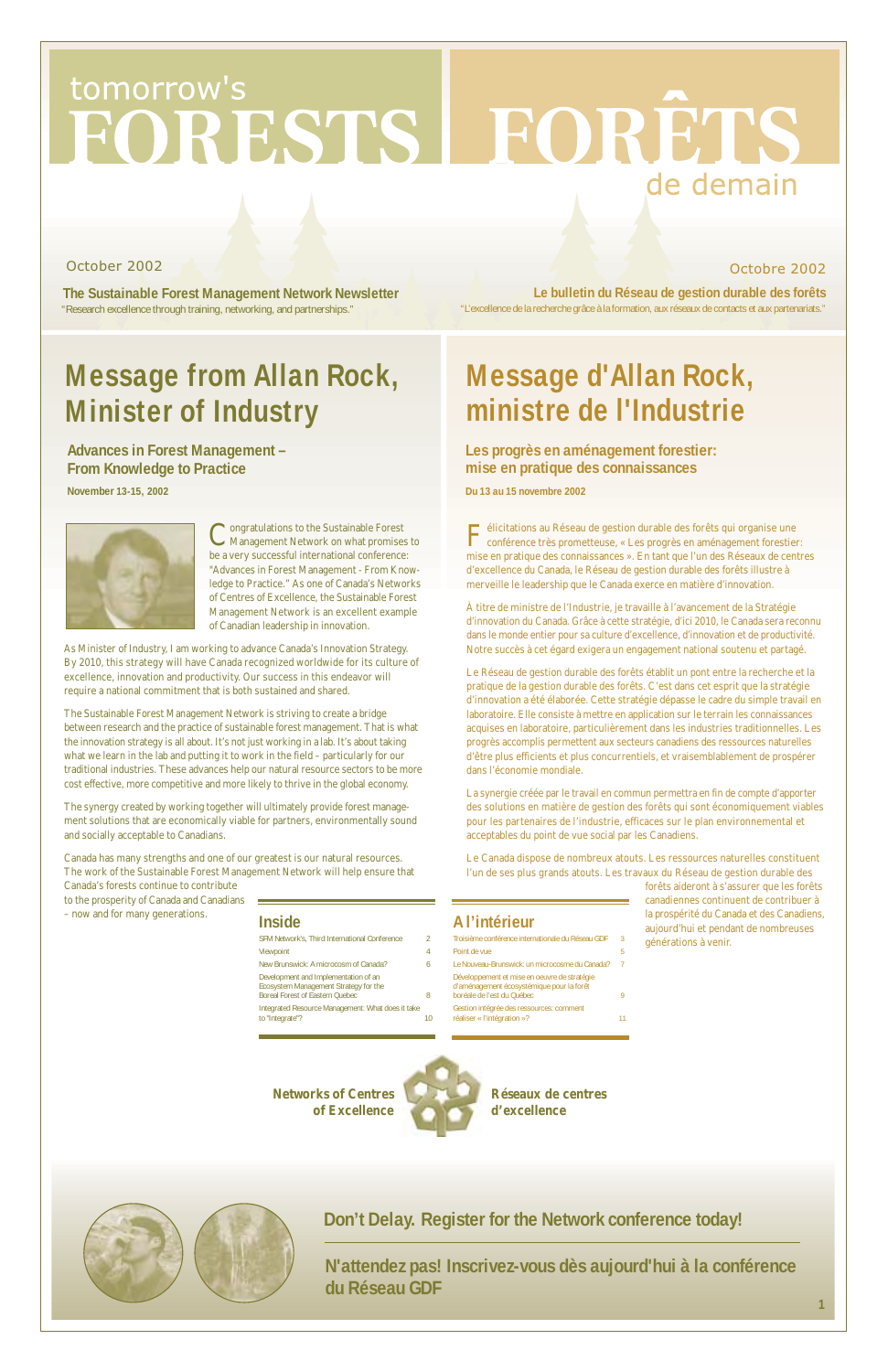# tomorrow's FORESTS | FORÊTS de demain

October 2002

**The Sustainable Forest Management Network Newsletter**
"Research excellence through training, networking, and partnerships."

Octobre 2002

**Le bulletin du Réseau de gestion durable des forêts**
"L'excellence de la recherche grâce à la formation, aux réseaux de contacts et aux partenariats."

## Message from Allan Rock, Minister of Industry

### Advances in Forest Management – From Knowledge to Practice

**November 13-15, 2002**

Congratulations to the Sustainable Forest Management Network on what promises to be a very successful international conference: "Advances in Forest Management - From Knowledge to Practice." As one of Canada's Networks of Centres of Excellence, the Sustainable Forest Management Network is an excellent example of Canadian leadership in innovation.

As Minister of Industry, I am working to advance Canada's Innovation Strategy. By 2010, this strategy will have Canada recognized worldwide for its culture of excellence, innovation and productivity. Our success in this endeavor will require a national commitment that is both sustained and shared.

The Sustainable Forest Management Network is striving to create a bridge between research and the practice of sustainable forest management. That is what the innovation strategy is all about. It's not just working in a lab. It's about taking what we learn in the lab and putting it to work in the field – particularly for our traditional industries. These advances help our natural resource sectors to be more cost effective, more competitive and more likely to thrive in the global economy.

The synergy created by working together will ultimately provide forest management solutions that are economically viable for partners, environmentally sound and socially acceptable to Canadians.

Canada has many strengths and one of our greatest is our natural resources. The work of the Sustainable Forest Management Network will help ensure that Canada's forests continue to contribute to the prosperity of Canada and Canadians – now and for many generations.

## Message d'Allan Rock, ministre de l'Industrie

### Les progrès en aménagement forestier: mise en pratique des connaissances

**Du 13 au 15 novembre 2002**

Félicitations au Réseau de gestion durable des forêts qui organise une conférence très prometteuse, « Les progrès en aménagement forestier: mise en pratique des connaissances ». En tant que l'un des Réseaux de centres d'excellence du Canada, le Réseau de gestion durable des forêts illustre à merveille le leadership que le Canada exerce en matière d'innovation.

À titre de ministre de l'Industrie, je travaille à l'avancement de la Stratégie d'innovation du Canada. Grâce à cette stratégie, d'ici 2010, le Canada sera reconnu dans le monde entier pour sa culture d'excellence, d'innovation et de productivité. Notre succès à cet égard exigera un engagement national soutenu et partagé.

Le Réseau de gestion durable des forêts établit un pont entre la recherche et la pratique de la gestion durable des forêts. C'est dans cet esprit que la stratégie d'innovation a été élaborée. Cette stratégie dépasse le cadre du simple travail en laboratoire. Elle consiste à mettre en application sur le terrain les connaissances acquises en laboratoire, particulièrement dans les industries traditionnelles. Les progrès accomplis permettent aux secteurs canadiens des ressources naturelles d'être plus efficients et plus concurrentiels, et vraisemblablement de prospérer dans l'économie mondiale.

La synergie créée par le travail en commun permettra en fin de compte d'apporter des solutions en matière de gestion des forêts qui sont économiquement viables pour les partenaires de l'industrie, efficaces sur le plan environnemental et acceptables du point de vue social par les Canadiens.

Le Canada dispose de nombreux atouts. Les ressources naturelles constituent l'un de ses plus grands atouts. Les travaux du Réseau de gestion durable des forêts aideront à s'assurer que les forêts canadiennes continuent de contribuer à la prospérité du Canada et des Canadiens, aujourd'hui et pendant de nombreuses générations à venir.

### Inside

| | |
|---|---|
| SFM Network's, Third International Conference | 2 |
| Viewpoint | 4 |
| New Brunswick: A microcosm of Canada? | 6 |
| Development and Implementation of an Ecosystem Management Strategy for the Boreal Forest of Eastern Quebec | 8 |
| Integrated Resource Management: What does it take to "integrate"? | 10 |

### A l'intérieur

| | |
|---|---|
| Troisième conférence internationale du Réseau GDF | 3 |
| Point de vue | 5 |
| Le Nouveau-Brunswick: un microcosme du Canada? | 7 |
| Développement et mise en oeuvre de stratégie d'aménagement écosystémique pour la forêt boréale de l'est du Québec | 9 |
| Gestion intégrée des ressources: comment réaliser « l'intégration »? | 11 |

**Networks of Centres of Excellence** | **Réseaux de centres d'excellence**

**Don't Delay. Register for the Network conference today!**

**N'attendez pas! Inscrivez-vous dès aujourd'hui à la conférence du Réseau GDF**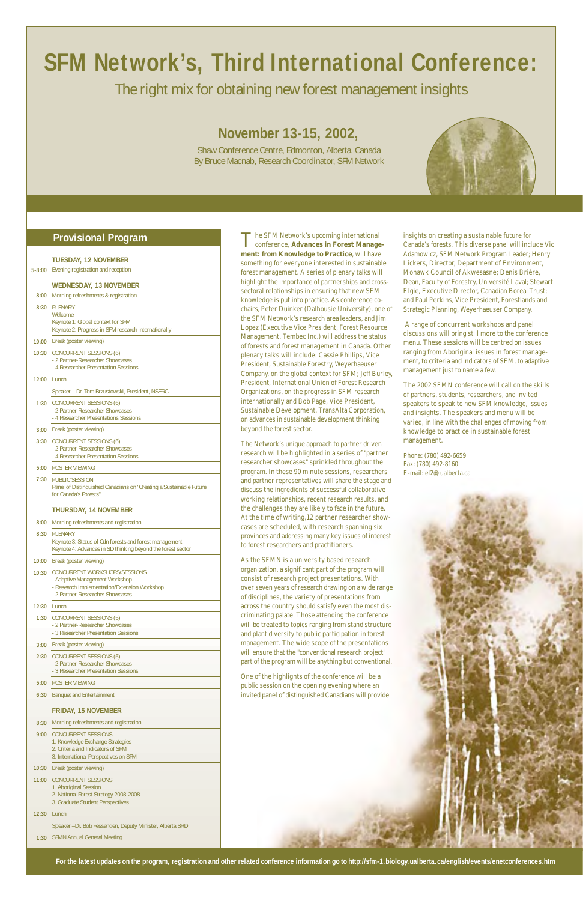# SFM Network's, Third International Conference:

The right mix for obtaining new forest management insights

## November 13-15, 2002,

Shaw Conference Centre, Edmonton, Alberta, Canada
By Bruce Macnab, Research Coordinator, SFM Network

## Provisional Program

**TUESDAY, 12 NOVEMBER**

| | |
|---|---|
| 5-8:00 | Evening registration and reception |

**WEDNESDAY, 13 NOVEMBER**

| | |
|---|---|
| 8:00 | Morning refreshments & registration |
| 8:30 | PLENARY<br>Welcome<br>Keynote 1: Global context for SFM<br>Keynote 2: Progress in SFM research internationally |
| 10:00 | Break (poster viewing) |
| 10:30 | CONCURRENT SESSIONS (6)<br>- 2 Partner-Researcher Showcases<br>- 4 Researcher Presentation Sessions |
| 12:00 | Lunch<br>Speaker – Dr. Tom Brzustowski, President, NSERC |
| 1:30 | CONCURRENT SESSIONS (6)<br>- 2 Partner-Researcher Showcases<br>- 4 Researcher Presentations Sessions |
| 3:00 | Break (poster viewing) |
| 3:30 | CONCURRENT SESSIONS (6)<br>- 2 Partner-Researcher Showcases<br>- 4 Researcher Presentation Sessions |
| 5:00 | POSTER VIEWING |
| 7:30 | PUBLIC SESSION<br>Panel of Distinguished Canadians on "Creating a Sustainable Future for Canada's Forests" |

**THURSDAY, 14 NOVEMBER**

| | |
|---|---|
| 8:00 | Morning refreshments and registration |
| 8:30 | PLENARY<br>Keynote 3: Status of Cdn forests and forest management<br>Keynote 4: Advances in SD thinking beyond the forest sector |
| 10:00 | Break (poster viewing) |
| 10:30 | CONCURRENT WORKSHOPS/SESSIONS<br>- Adaptive Management Workshop<br>- Research Implementation/Extension Workshop<br>- 2 Partner-Researcher Showcases |
| 12:30 | Lunch |
| 1:30 | CONCURRENT SESSIONS (5)<br>- 2 Partner-Researcher Showcases<br>- 3 Researcher Presentation Sessions |
| 3:00 | Break (poster viewing) |
| 2:30 | CONCURRENT SESSIONS (5)<br>- 2 Partner-Researcher Showcases<br>- 3 Researcher Presentation Sessions |
| 5:00 | POSTER VIEWING |
| 6:30 | Banquet and Entertainment |

**FRIDAY, 15 NOVEMBER**

| | |
|---|---|
| 8:30 | Morning refreshments and registration |
| 9:00 | CONCURRENT SESSIONS<br>1. Knowledge Exchange Strategies<br>2. Criteria and Indicators of SFM<br>3. International Perspectives on SFM |
| 10:30 | Break (poster viewing) |
| 11:00 | CONCURRENT SESSIONS<br>1. Aboriginal Session<br>2. National Forest Strategy 2003-2008<br>3. Graduate Student Perspectives |
| 12:30 | Lunch<br>Speaker –Dr. Bob Fessenden, Deputy Minister, Alberta SRD |
| 1:30 | SFMN Annual General Meeting |

The SFM Network's upcoming international conference, **Advances in Forest Management: from Knowledge to Practice**, will have something for everyone interested in sustainable forest management. A series of plenary talks will highlight the importance of partnerships and cross-sectoral relationships in ensuring that new SFM knowledge is put into practice. As conference co-chairs, Peter Duinker (Dalhousie University), one of the SFM Network's research area leaders, and Jim Lopez (Executive Vice President, Forest Resource Management, Tembec Inc.) will address the status of forests and forest management in Canada. Other plenary talks will include: Cassie Phillips, Vice President, Sustainable Forestry, Weyerhaeuser Company, on the global context for SFM; Jeff Burley, President, International Union of Forest Research Organizations, on the progress in SFM research internationally and Bob Page, Vice President, Sustainable Development, TransAlta Corporation, on advances in sustainable development thinking beyond the forest sector.

The Network's unique approach to partner driven research will be highlighted in a series of "partner researcher showcases" sprinkled throughout the program. In these 90 minute sessions, researchers and partner representatives will share the stage and discuss the ingredients of successful collaborative working relationships, recent research results, and the challenges they are likely to face in the future. At the time of writing,12 partner researcher showcases are scheduled, with research spanning six provinces and addressing many key issues of interest to forest researchers and practitioners.

As the SFMN is a university based research organization, a significant part of the program will consist of research project presentations. With over seven years of research drawing on a wide range of disciplines, the variety of presentations from across the country should satisfy even the most discriminating palate. Those attending the conference will be treated to topics ranging from stand structure and plant diversity to public participation in forest management. The wide scope of the presentations will ensure that the "conventional research project" part of the program will be anything but conventional.

One of the highlights of the conference will be a public session on the opening evening where an invited panel of distinguished Canadians will provide insights on creating a sustainable future for Canada's forests. This diverse panel will include Vic Adamowicz, SFM Network Program Leader; Henry Lickers, Director, Department of Environment, Mohawk Council of Akwesasne; Denis Brière, Dean, Faculty of Forestry, Université Laval; Stewart Elgie, Executive Director, Canadian Boreal Trust; and Paul Perkins, Vice President, Forestlands and Strategic Planning, Weyerhaeuser Company.

A range of concurrent workshops and panel discussions will bring still more to the conference menu. These sessions will be centred on issues ranging from Aboriginal issues in forest management, to criteria and indicators of SFM, to adaptive management just to name a few.

The 2002 SFMN conference will call on the skills of partners, students, researchers, and invited speakers to speak to new SFM knowledge, issues and insights. The speakers and menu will be varied, in line with the challenges of moving from knowledge to practice in sustainable forest management.

Phone: (780) 492-6659
Fax: (780) 492-8160
E-mail: el2@ualberta.ca

**For the latest updates on the program, registration and other related conference information go to http://sfm-1.biology.ualberta.ca/english/events/enetconferences.htm**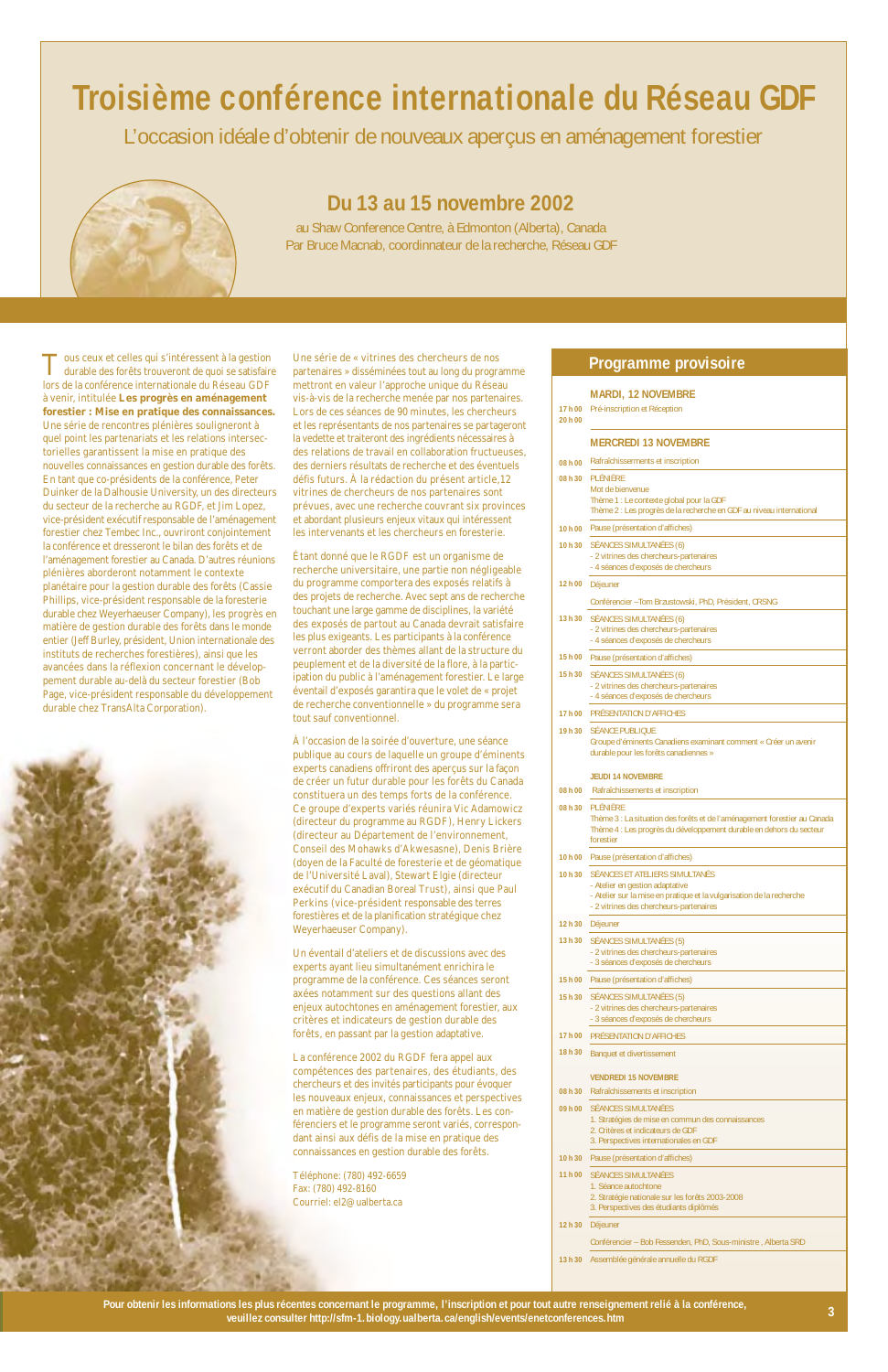# Troisième conférence internationale du Réseau GDF

## L'occasion idéale d'obtenir de nouveaux aperçus en aménagement forestier

### Du 13 au 15 novembre 2002

au Shaw Conference Centre, à Edmonton (Alberta), Canada
Par Bruce Macnab, coordinnateur de la recherche, Réseau GDF

Tous ceux et celles qui s'intéressent à la gestion durable des forêts trouveront de quoi se satisfaire lors de la conférence internationale du Réseau GDF à venir, intitulée **Les progrès en aménagement forestier : Mise en pratique des connaissances.** Une série de rencontres plénières souligneront à quel point les partenariats et les relations intersectorielles garantissent la mise en pratique des nouvelles connaissances en gestion durable des forêts. En tant que co-présidents de la conférence, Peter Duinker de la Dalhousie University, un des directeurs du secteur de la recherche au RGDF, et Jim Lopez, vice-président exécutif responsable de l'aménagement forestier chez Tembec Inc., ouvriront conjointement la conférence et dresseront le bilan des forêts et de l'aménagement forestier au Canada. D'autres réunions plénières aborderont notamment le contexte planétaire pour la gestion durable des forêts (Cassie Phillips, vice-président responsable de la foresterie durable chez Weyerhaeuser Company), les progrès en matière de gestion durable des forêts dans le monde entier (Jeff Burley, président, Union internationale des instituts de recherches forestières), ainsi que les avancées dans la réflexion concernant le développement durable au-delà du secteur forestier (Bob Page, vice-président responsable du développement durable chez TransAlta Corporation).

Une série de « vitrines des chercheurs de nos partenaires » disséminées tout au long du programme mettront en valeur l'approche unique du Réseau vis-à-vis de la recherche menée par nos partenaires. Lors de ces séances de 90 minutes, les chercheurs et les représentants de nos partenaires se partageront la vedette et traiteront des ingrédients nécessaires à des relations de travail en collaboration fructueuses, des derniers résultats de recherche et des éventuels défis futurs. À la rédaction du présent article,12 vitrines de chercheurs de nos partenaires sont prévues, avec une recherche couvrant six provinces et abordant plusieurs enjeux vitaux qui intéressent les intervenants et les chercheurs en foresterie.

Étant donné que le RGDF est un organisme de recherche universitaire, une partie non négligeable du programme comportera des exposés relatifs à des projets de recherche. Avec sept ans de recherche touchant une large gamme de disciplines, la variété des exposés de partout au Canada devrait satisfaire les plus exigeants. Les participants à la conférence verront aborder des thèmes allant de la structure du peuplement et de la diversité de la flore, à la participation du public à l'aménagement forestier. Le large éventail d'exposés garantira que le volet de « projet de recherche conventionnelle » du programme sera tout sauf conventionnel.

À l'occasion de la soirée d'ouverture, une séance publique au cours de laquelle un groupe d'éminents experts canadiens offriront des aperçus sur la façon de créer un futur durable pour les forêts du Canada constituera un des temps forts de la conférence. Ce groupe d'experts variés réunira Vic Adamowicz (directeur du programme au RGDF), Henry Lickers (directeur au Département de l'environnement, Conseil des Mohawks d'Akwesasne), Denis Brière (doyen de la Faculté de foresterie et de géomatique de l'Université Laval), Stewart Elgie (directeur exécutif du Canadian Boreal Trust), ainsi que Paul Perkins (vice-président responsable des terres forestières et de la planification stratégique chez Weyerhaeuser Company).

Un éventail d'ateliers et de discussions avec des experts ayant lieu simultanément enrichira le programme de la conférence. Ces séances seront axées notamment sur des questions allant des enjeux autochtones en aménagement forestier, aux critères et indicateurs de gestion durable des forêts, en passant par la gestion adaptative.

La conférence 2002 du RGDF fera appel aux compétences des partenaires, des étudiants, des chercheurs et des invités participants pour évoquer les nouveaux enjeux, connaissances et perspectives en matière de gestion durable des forêts. Les conférenciers et le programme seront variés, correspondant ainsi aux défis de la mise en pratique des connaissances en gestion durable des forêts.

Téléphone: (780) 492-6659
Fax: (780) 492-8160
Courriel: el2@ualberta.ca

## Programme provisoire

**MARDI, 12 NOVEMBRE**

| | |
|---|---|
| 17 h 00 – 20 h 00 | Pré-inscription et Réception |

**MERCREDI 13 NOVEMBRE**

| | |
|---|---|
| 08 h 00 | Rafraîchissements et inscription |
| 08 h 30 | PLÉNIÈRE<br>Mot de bienvenue<br>Thème 1 : Le contexte global pour la GDF<br>Thème 2 : Les progrès de la recherche en GDF au niveau international |
| 10 h 00 | Pause (présentation d'affiches) |
| 10 h 30 | SÉANCES SIMULTANÉES (6)<br>- 2 vitrines des chercheurs-partenaires<br>- 4 séances d'exposés de chercheurs |
| 12 h 00 | Déjeuner<br>Conférencier – Tom Brzustowski, PhD, Président, CRSNG |
| 13 h 30 | SÉANCES SIMULTANÉES (6)<br>- 2 vitrines des chercheurs-partenaires<br>- 4 séances d'exposés de chercheurs |
| 15 h 00 | Pause (présentation d'affiches) |
| 15 h 30 | SÉANCES SIMULTANÉES (6)<br>- 2 vitrines des chercheurs-partenaires<br>- 4 séances d'exposés de chercheurs |
| 17 h 00 | PRÉSENTATION D'AFFICHES |
| 19 h 30 | SÉANCE PUBLIQUE<br>Groupe d'éminents Canadiens examinant comment « Créer un avenir durable pour les forêts canadiennes » |

**JEUDI 14 NOVEMBRE**

| | |
|---|---|
| 08 h 00 | Rafraîchissements et inscription |
| 08 h 30 | PLÉNIÈRE<br>Thème 3 : La situation des forêts et de l'aménagement forestier au Canada<br>Thème 4 : Les progrès du développement durable en dehors du secteur forestier |
| 10 h 00 | Pause (présentation d'affiches) |
| 10 h 30 | SÉANCES ET ATELIERS SIMULTANÉS<br>- Atelier en gestion adaptative<br>- Atelier sur la mise en pratique et la vulgarisation de la recherche<br>- 2 vitrines des chercheurs-partenaires |
| 12 h 30 | Déjeuner |
| 13 h 30 | SÉANCES SIMULTANÉES (5)<br>- 2 vitrines des chercheurs-partenaires<br>- 3 séances d'exposés de chercheurs |
| 15 h 00 | Pause (présentation d'affiches) |
| 15 h 30 | SÉANCES SIMULTANÉES (5)<br>- 2 vitrines des chercheurs-partenaires<br>- 3 séances d'exposés de chercheurs |
| 17 h 00 | PRÉSENTATION D'AFFICHES |
| 18 h 30 | Banquet et divertissement |

**VENDREDI 15 NOVEMBRE**

| | |
|---|---|
| 08 h 30 | Rafraîchissements et inscription |
| 09 h 00 | SÉANCES SIMULTANÉES<br>1. Stratégies de mise en commun des connaissances<br>2. Critères et indicateurs de GDF<br>3. Perspectives internationales en GDF |
| 10 h 30 | Pause (présentation d'affiches) |
| 11 h 00 | SÉANCES SIMULTANÉES<br>1. Séance autochtone<br>2. Stratégie nationale sur les forêts 2003-2008<br>3. Perspectives des étudiants diplômés |
| 12 h 30 | Déjeuner<br>Conférencier – Bob Fessenden, PhD, Sous-ministre , Alberta SRD |
| 13 h 30 | Assemblée générale annuelle du RGDF |

**Pour obtenir les informations les plus récentes concernant le programme, l'inscription et pour tout autre renseignement relié à la conférence, veuillez consulter http://sfm-1.biology.ualberta.ca/english/events/enetconferences.htm**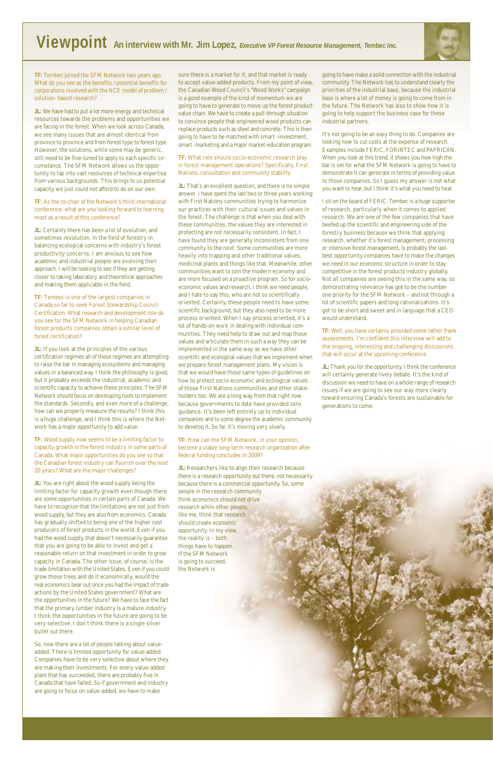# Viewpoint An interview with Mr. Jim Lopez, *Executive VP Forest Resource Management, Tembec Inc.*

**TF:** Tembec joined the SFM Network two years ago. What do you see as the benefits / potential benefits for corporations involved with the NCE model of problem / solution- based research?

**JL:** We have had to put a lot more energy and technical resources towards the problems and opportunities we are facing in the forest. When we look across Canada, we see many issues that are almost identical from province to province and from forest type to forest type. However, the solutions, while some may be generic, still need to be fine-tuned to apply to each specific circumstance. The SFM Network allows us the opportunity to tap into vast resources of technical expertise from various backgrounds. This brings to us potential capacity we just could not afford to do on our own.

**TF:** As the co-chair of the Network's third international conference, what are you looking forward to learning most as a result of this conference?

**JL:** Certainly there has been a lot of evolution, and sometimes revolution, in the field of forestry in balancing ecological concerns with industry's forest productivity concerns. I am anxious to see how academic and industrial people are evolving their approach. I will be looking to see if they are getting closer to taking laboratory and theoretical approaches and making them applicable in the field.

**TF:** Tembec is one of the largest companies in Canada so far to seek Forest Stewardship Council Certification. What research and development role do you see for the SFM Network in helping Canadian forest products companies obtain a similar level of forest certification?

**JL:** If you look at the principles of the various certification regimes all of these regimes are attempting to raise the bar in managing ecosystems and managing values in a balanced way. I think the philosophy is good, but it probably exceeds the industrial, academic and scientific capacity to achieve these principles. The SFM Network should focus on developing tools to implement the standards. Secondly, and even more of a challenge, how can we properly measure the results? I think this is a huge challenge, and I think this is where the Network has a major opportunity to add value.

**TF:** Wood supply now seems to be a limiting factor to capacity growth in the forest industry in some parts of Canada. What major opportunities do you see so that the Canadian forest industry can flourish over the next 20 years? What are the major challenges?

**JL:** You are right about the wood supply being the limiting factor for capacity growth even though there are some opportunities in certain parts of Canada. We have to recognize that the limitations are not just from wood supply, but they are also from economics. Canada has gradually shifted to being one of the higher cost producers of forest products in the world. Even if you had the wood supply, that doesn't necessarily guarantee that you are going to be able to invest and get a reasonable return on that investment in order to grow capacity in Canada. The other issue, of course, is the trade limitation with the United States. Even if you could grow those trees and do it economically, would the real economics bear out once you had the impact of trade actions by the United States government? What are the opportunities in the future? We have to face the fact that the primary lumber industry is a mature industry. I think the opportunities in the future are going to be very selective. I don't think there is a single silver bullet out there.

So, now there are a lot of people talking about value-added. There is limited opportunity for value-added. Companies have to be very selective about where they are making their investments. For every value-added plant that has succeeded, there are probably five in Canada that have failed. So if government and industry are going to focus on value-added, we have to make sure there is a market for it, and that market is ready to accept value-added products. From my point of view, the Canadian Wood Council's "Wood Works" campaign is a good example of the kind of momentum we are going to have to generate to move up the forest product value chain. We have to create a pull-through situation to convince people that engineered wood products can replace products such as steel and concrete. This is then going to have to be matched with smart -investment, smart -marketing and a major market-education program.

**TF:** What role should socio-economic research play in forest management operations? Specifically, First Nations, consultation and community stability.

**JL:** That's an excellent question, and there is no simple answer. I have spent the last two or three years working with First Nations communities trying to harmonize our practices with their cultural issues and values in the forest. The challenge is that when you deal with these communities, the values they are interested in protecting are not necessarily consistent. In fact, I have found they are generally inconsistent from one community to the next. Some communities are more heavily into trapping and other traditional values, medicinal plants and things like that. Meanwhile, other communities want to join the modern economy and are more focused on a proactive program. So for socio-economic values and research, I think we need people, and I hate to say this, who are not so scientifically oriented. Certainly, these people need to have some scientific background, but they also need to be more process oriented. When I say process oriented, it's a lot of hands-on work in dealing with individual communities. They need help to draw out and map those values and articulate them in such a way they can be implemented in the same way as we have other scientific and ecological values that we implement when we prepare forest management plans. My vision is that we would have those same types of guidelines on how to protect socio-economic and ecological values of those First Nations communities and other stakeholders too. We are a long way from that right now because governments to date have provided zero guidance. It's been left entirely up to individual companies and to some degree the academic community to develop it. So far, it's moving very slowly.

**TF:** How can the SFM Network, in your opinion, become a viable long-term research organization after federal funding concludes in 2009?

**JL:** Researchers like to align their research because there is a research opportunity out there, not necessarily because there is a commercial opportunity. So, some people in the research community think economics should not drive research while other people, like me, think that research should create economic opportunity. In my view, the reality is – both things have to happen. If the SFM Network is going to succeed, the Network is going to have make a solid connection with the industrial community. The Network has to understand clearly the priorities of the industrial base, because the industrial base is where a lot of money is going to come from in the future. The Network has also to show how it is going to help support the business case for these industrial partners.

It's not going to be an easy thing to do. Companies are looking now to cut costs at the expense of research. Examples include FERIC, FORINTEC and PAPRICAN. When you look at this trend, it shows you how high the bar is set for what the SFM Network is going to have to demonstrate it can generate in terms of providing value to those companies. So I guess my answer is not what you want to hear, but I think it's what you need to hear.

I sit on the board of FERIC. Tembec is a huge supporter of research, particularly when it comes to applied research. We are one of the few companies that have beefed up the scientific and engineering side of the forestry business because we think that applying research, whether it's forest management, processing or intensive forest management, is probably the last-best opportunity companies have to make the changes we need in our economic structure in order to stay competitive in the forest products industry globally. Not all companies are seeing this in the same way, so demonstrating relevance has got to be the number one priority for the SFM Network – and not through a lot of scientific papers and long rationalizations. It's got to be short and sweet and in language that a CEO would understand.

**TF:** Well, you have certainly provided some rather frank assessments. I'm confident this interview will add to the ongoing, interesting and challenging discussions that will occur at the upcoming conference.

**JL:** Thank you for the opportunity. I think the conference will certainly generate lively debate. It's the kind of discussion we need to have on a whole range of research issues if we are going to see our way more clearly toward ensuring Canada's forests are sustainable for generations to come.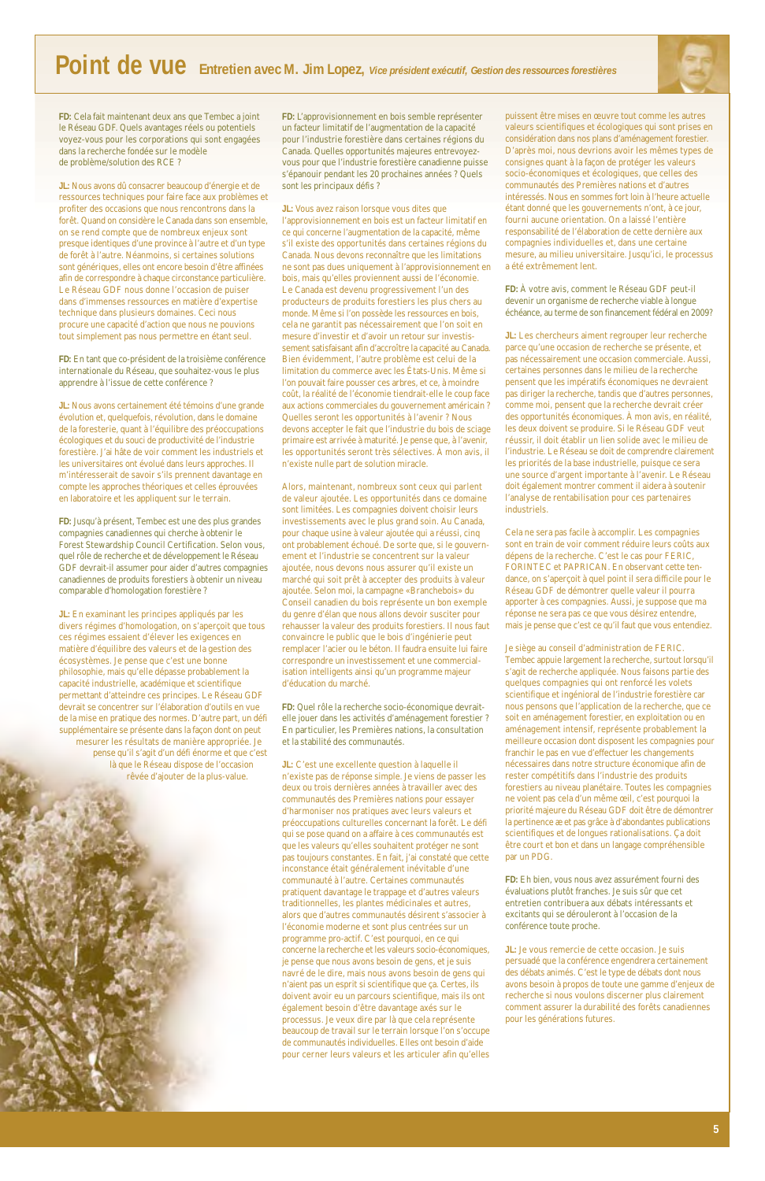# Point de vue **Entretien avec M. Jim Lopez,** *Vice président exécutif, Gestion des ressources forestières*

**FD:** Cela fait maintenant deux ans que Tembec a joint le Réseau GDF. Quels avantages réels ou potentiels voyez-vous pour les corporations qui sont engagées dans la recherche fondée sur le modèle de problème/solution des RCE ?

**JL:** Nous avons dû consacrer beaucoup d'énergie et de ressources techniques pour faire face aux problèmes et profiter des occasions que nous rencontrons dans la forêt. Quand on considère le Canada dans son ensemble, on se rend compte que de nombreux enjeux sont presque identiques d'une province à l'autre et d'un type de forêt à l'autre. Néanmoins, si certaines solutions sont génériques, elles ont encore besoin d'être affinées afin de correspondre à chaque circonstance particulière. Le Réseau GDF nous donne l'occasion de puiser dans d'immenses ressources en matière d'expertise technique dans plusieurs domaines. Ceci nous procure une capacité d'action que nous ne pouvions tout simplement pas nous permettre en étant seul.

**FD:** En tant que co-président de la troisième conférence internationale du Réseau, que souhaitez-vous le plus apprendre à l'issue de cette conférence ?

**JL:** Nous avons certainement été témoins d'une grande évolution et, quelquefois, révolution, dans le domaine de la foresterie, quant à l'équilibre des préoccupations écologiques et du souci de productivité de l'industrie forestière. J'ai hâte de voir comment les industriels et les universitaires ont évolué dans leurs approches. Il m'intéresserait de savoir s'ils prennent davantage en compte les approches théoriques et celles éprouvées en laboratoire et les appliquent sur le terrain.

**FD:** Jusqu'à présent, Tembec est une des plus grandes compagnies canadiennes qui cherche à obtenir le Forest Stewardship Council Certification. Selon vous, quel rôle de recherche et de développement le Réseau GDF devrait-il assumer pour aider d'autres compagnies canadiennes de produits forestiers à obtenir un niveau comparable d'homologation forestière ?

**JL:** En examinant les principes appliqués par les divers régimes d'homologation, on s'aperçoit que tous ces régimes essaient d'élever les exigences en matière d'équilibre des valeurs et de la gestion des écosystèmes. Je pense que c'est une bonne philosophie, mais qu'elle dépasse probablement la capacité industrielle, académique et scientifique permettant d'atteindre ces principes. Le Réseau GDF devrait se concentrer sur l'élaboration d'outils en vue de la mise en pratique des normes. D'autre part, un défi supplémentaire se présente dans la façon dont on peut mesurer les résultats de manière appropriée. Je pense qu'il s'agit d'un défi énorme et que c'est là que le Réseau dispose de l'occasion rêvée d'ajouter de la plus-value.

**FD:** L'approvisionnement en bois semble représenter un facteur limitatif de l'augmentation de la capacité pour l'industrie forestière dans certaines régions du Canada. Quelles opportunités majeures entrevoyez-vous pour que l'industrie forestière canadienne puisse s'épanouir pendant les 20 prochaines années ? Quels sont les principaux défis ?

**JL:** Vous avez raison lorsque vous dites que l'approvisionnement en bois est un facteur limitatif en ce qui concerne l'augmentation de la capacité, même s'il existe des opportunités dans certaines régions du Canada. Nous devons reconnaître que les limitations ne sont pas dues uniquement à l'approvisionnement en bois, mais qu'elles proviennent aussi de l'économie. Le Canada est devenu progressivement l'un des producteurs de produits forestiers les plus chers au monde. Même si l'on possède les ressources en bois, cela ne garantit pas nécessairement que l'on soit en mesure d'investir et d'avoir un retour sur investissement satisfaisant afin d'accroître la capacité au Canada. Bien évidemment, l'autre problème est celui de la limitation du commerce avec les États-Unis. Même si l'on pouvait faire pousser ces arbres, et ce, à moindre coût, la réalité de l'économie tiendrait-elle le coup face aux actions commerciales du gouvernement américain ? Quelles seront les opportunités à l'avenir ? Nous devons accepter le fait que l'industrie du bois de sciage primaire est arrivée à maturité. Je pense que, à l'avenir, les opportunités seront très sélectives. À mon avis, il n'existe nulle part de solution miracle.

Alors, maintenant, nombreux sont ceux qui parlent de valeur ajoutée. Les opportunités dans ce domaine sont limitées. Les compagnies doivent choisir leurs investissements avec le plus grand soin. Au Canada, pour chaque usine à valeur ajoutée qui a réussi, cinq ont probablement échoué. De sorte que, si le gouvernement et l'industrie se concentrent sur la valeur ajoutée, nous devons nous assurer qu'il existe un marché qui soit prêt à accepter des produits à valeur ajoutée. Selon moi, la campagne «Branchebois» du Conseil canadien du bois représente un bon exemple du genre d'élan que nous allons devoir susciter pour rehausser la valeur des produits forestiers. Il nous faut convaincre le public que le bois d'ingénierie peut remplacer l'acier ou le béton. Il faudra ensuite lui faire correspondre un investissement et une commercialisation intelligents ainsi qu'un programme majeur d'éducation du marché.

**FD:** Quel rôle la recherche socio-économique devrait-elle jouer dans les activités d'aménagement forestier ? En particulier, les Premières nations, la consultation et la stabilité des communautés.

**JL:** C'est une excellente question à laquelle il n'existe pas de réponse simple. Je viens de passer les deux ou trois dernières années à travailler avec des communautés des Premières nations pour essayer d'harmoniser nos pratiques avec leurs valeurs et préoccupations culturelles concernant la forêt. Le défi qui se pose quand on a affaire à ces communautés est que les valeurs qu'elles souhaitent protéger ne sont pas toujours constantes. En fait, j'ai constaté que cette inconstance était généralement inévitable d'une communauté à l'autre. Certaines communautés pratiquent davantage le trappage et d'autres valeurs traditionnelles, les plantes médicinales et autres, alors que d'autres communautés désirent s'associer à l'économie moderne et sont plus centrées sur un programme pro-actif. C'est pourquoi, en ce qui concerne la recherche et les valeurs socio-économiques, je pense que nous avons besoin de gens, et je suis navré de le dire, mais nous avons besoin de gens qui n'aient pas un esprit si scientifique que ça. Certes, ils doivent avoir eu un parcours scientifique, mais ils ont également besoin d'être davantage axés sur le processus. Je veux dire par là que cela représente beaucoup de travail sur le terrain lorsque l'on s'occupe de communautés individuelles. Elles ont besoin d'aide pour cerner leurs valeurs et les articuler afin qu'elles puissent être mises en œuvre tout comme les autres valeurs scientifiques et écologiques qui sont prises en considération dans nos plans d'aménagement forestier. D'après moi, nous devrions avoir les mêmes types de consignes quant à la façon de protéger les valeurs socio-économiques et écologiques, que celles des communautés des Premières nations et d'autres intéressés. Nous en sommes fort loin à l'heure actuelle étant donné que les gouvernements n'ont, à ce jour, fourni aucune orientation. On a laissé l'entière responsabilité de l'élaboration de cette dernière aux compagnies individuelles et, dans une certaine mesure, au milieu universitaire. Jusqu'ici, le processus a été extrêmement lent.

**FD:** À votre avis, comment le Réseau GDF peut-il devenir un organisme de recherche viable à longue échéance, au terme de son financement fédéral en 2009?

**JL:** Les chercheurs aiment regrouper leur recherche parce qu'une occasion de recherche se présente, et pas nécessairement une occasion commerciale. Aussi, certaines personnes dans le milieu de la recherche pensent que les impératifs économiques ne devraient pas diriger la recherche, tandis que d'autres personnes, comme moi, pensent que la recherche devrait créer des opportunités économiques. À mon avis, en réalité, les deux doivent se produire. Si le Réseau GDF veut réussir, il doit établir un lien solide avec le milieu de l'industrie. Le Réseau se doit de comprendre clairement les priorités de la base industrielle, puisque ce sera une source d'argent importante à l'avenir. Le Réseau doit également montrer comment il aidera à soutenir l'analyse de rentabilisation pour ces partenaires industriels.

Cela ne sera pas facile à accomplir. Les compagnies sont en train de voir comment réduire leurs coûts aux dépens de la recherche. C'est le cas pour FERIC, FORINTEC et PAPRICAN. En observant cette tendance, on s'aperçoit à quel point il sera difficile pour le Réseau GDF de démontrer quelle valeur il pourra apporter à ces compagnies. Aussi, je suppose que ma réponse ne sera pas ce que vous désirez entendre, mais je pense que c'est ce qu'il faut que vous entendiez.

Je siège au conseil d'administration de FERIC. Tembec appuie largement la recherche, surtout lorsqu'il s'agit de recherche appliquée. Nous faisons partie des quelques compagnies qui ont renforcé les volets scientifique et ingénorial de l'industrie forestière car nous pensons que l'application de la recherche, que ce soit en aménagement forestier, en exploitation ou en aménagement intensif, représente probablement la meilleure occasion dont disposent les compagnies pour franchir le pas en vue d'effectuer les changements nécessaires dans notre structure économique afin de rester compétitifs dans l'industrie des produits forestiers au niveau planétaire. Toutes les compagnies ne voient pas cela d'un même œil, c'est pourquoi la priorité majeure du Réseau GDF doit être de démontrer la pertinence æ et pas grâce à d'abondantes publications scientifiques et de longues rationalisations. Ça doit être court et bon et dans un langage compréhensible par un PDG.

**FD:** Eh bien, vous nous avez assurément fourni des évaluations plutôt franches. Je suis sûr que cet entretien contribuera aux débats intéressants et excitants qui se dérouleront à l'occasion de la conférence toute proche.

**JL:** Je vous remercie de cette occasion. Je suis persuadé que la conférence engendrera certainement des débats animés. C'est le type de débats dont nous avons besoin à propos de toute une gamme d'enjeux de recherche si nous voulons discerner plus clairement comment assurer la durabilité des forêts canadiennes pour les générations futures.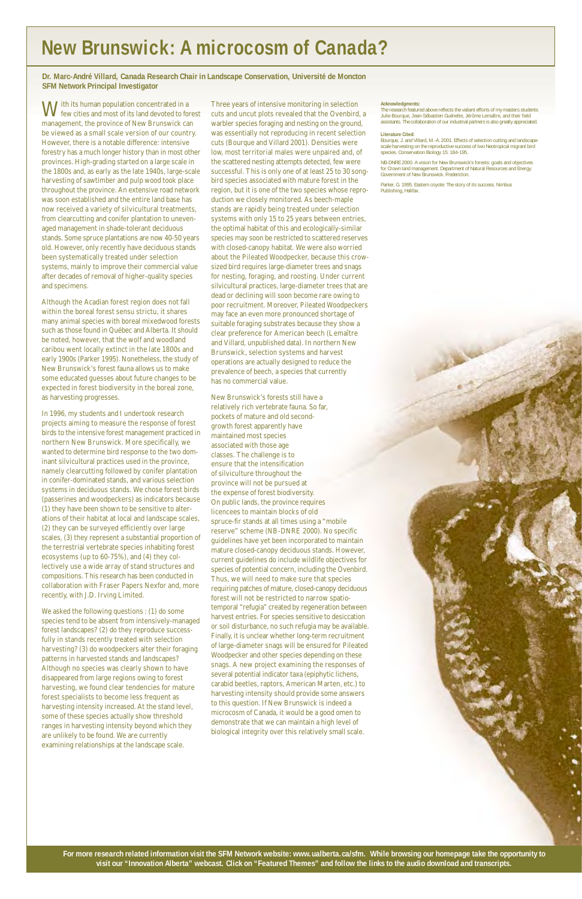# New Brunswick: A microcosm of Canada?

**Dr. Marc-André Villard, Canada Research Chair in Landscape Conservation, Université de Moncton**
**SFM Network Principal Investigator**

With its human population concentrated in a few cities and most of its land devoted to forest management, the province of New Brunswick can be viewed as a small scale version of our country. However, there is a notable difference: intensive forestry has a much longer history than in most other provinces. High-grading started on a large scale in the 1800s and, as early as the late 1940s, large-scale harvesting of sawtimber and pulp wood took place throughout the province. An extensive road network was soon established and the entire land base has now received a variety of silvicultural treatments, from clearcutting and conifer plantation to uneven-aged management in shade-tolerant deciduous stands. Some spruce plantations are now 40-50 years old. However, only recently have deciduous stands been systematically treated under selection systems, mainly to improve their commercial value after decades of removal of higher-quality species and specimens.

Although the Acadian forest region does not fall within the boreal forest sensu strictu, it shares many animal species with boreal mixedwood forests such as those found in Québec and Alberta. It should be noted, however, that the wolf and woodland caribou went locally extinct in the late 1800s and early 1900s (Parker 1995). Nonetheless, the study of New Brunswick's forest fauna allows us to make some educated guesses about future changes to be expected in forest biodiversity in the boreal zone, as harvesting progresses.

In 1996, my students and I undertook research projects aiming to measure the response of forest birds to the intensive forest management practiced in northern New Brunswick. More specifically, we wanted to determine bird response to the two dominant silvicultural practices used in the province, namely clearcutting followed by conifer plantation in conifer-dominated stands, and various selection systems in deciduous stands. We chose forest birds (passerines and woodpeckers) as indicators because (1) they have been shown to be sensitive to alterations of their habitat at local and landscape scales, (2) they can be surveyed efficiently over large scales, (3) they represent a substantial proportion of the terrestrial vertebrate species inhabiting forest ecosystems (up to 60-75%), and (4) they collectively use a wide array of stand structures and compositions. This research has been conducted in collaboration with Fraser Papers Nexfor and, more recently, with J.D. Irving Limited.

We asked the following questions : (1) do some species tend to be absent from intensively-managed forest landscapes? (2) do they reproduce successfully in stands recently treated with selection harvesting? (3) do woodpeckers alter their foraging patterns in harvested stands and landscapes? Although no species was clearly shown to have disappeared from large regions owing to forest harvesting, we found clear tendencies for mature forest specialists to become less frequent as harvesting intensity increased. At the stand level, some of these species actually show threshold ranges in harvesting intensity beyond which they are unlikely to be found. We are currently examining relationships at the landscape scale.

Three years of intensive monitoring in selection cuts and uncut plots revealed that the Ovenbird, a warbler species foraging and nesting on the ground, was essentially not reproducing in recent selection cuts (Bourque and Villard 2001). Densities were low, most territorial males were unpaired and, of the scattered nesting attempts detected, few were successful. This is only one of at least 25 to 30 songbird species associated with mature forest in the region, but it is one of the two species whose reproduction we closely monitored. As beech-maple stands are rapidly being treated under selection systems with only 15 to 25 years between entries, the optimal habitat of this and ecologically-similar species may soon be restricted to scattered reserves with closed-canopy habitat. We were also worried about the Pileated Woodpecker, because this crow-sized bird requires large-diameter trees and snags for nesting, foraging, and roosting. Under current silvicultural practices, large-diameter trees that are dead or declining will soon become rare owing to poor recruitment. Moreover, Pileated Woodpeckers may face an even more pronounced shortage of suitable foraging substrates because they show a clear preference for American beech (Lemaître and Villard, unpublished data). In northern New Brunswick, selection systems and harvest operations are actually designed to reduce the prevalence of beech, a species that currently has no commercial value.

New Brunswick's forests still have a relatively rich vertebrate fauna. So far, pockets of mature and old second-growth forest apparently have maintained most species associated with those age classes. The challenge is to ensure that the intensification of silviculture throughout the province will not be pursued at the expense of forest biodiversity. On public lands, the province requires licencees to maintain blocks of old spruce-fir stands at all times using a "mobile reserve" scheme (NB-DNRE 2000). No specific guidelines have yet been incorporated to maintain mature closed-canopy deciduous stands. However, current guidelines do include wildlife objectives for species of potential concern, including the Ovenbird. Thus, we will need to make sure that species requiring patches of mature, closed-canopy deciduous forest will not be restricted to narrow spatio-temporal "refugia" created by regeneration between harvest entries. For species sensitive to desiccation or soil disturbance, no such refugia may be available. Finally, it is unclear whether long-term recruitment of large-diameter snags will be ensured for Pileated Woodpecker and other species depending on these snags. A new project examining the responses of several potential indicator taxa (epiphytic lichens, carabid beetles, raptors, American Marten, etc.) to harvesting intensity should provide some answers to this question. If New Brunswick is indeed a microcosm of Canada, it would be a good omen to demonstrate that we can maintain a high level of biological integrity over this relatively small scale.

**Acknowledgments:**
The research featured above reflects the valiant efforts of my masters students Julie Bourque, Jean-Sébastien Guénette, Jérôme Lemaître, and their field assistants. The collaboration of our industrial partners is also greatly appreciated.

**Literature Cited:**

Bourque, J. and Villard, M.-A. 2001. Effects of selection cutting and landscape-scale harvesting on the reproductive success of two Neotropical migrant bird species. Conservation Biology 15: 184-195.

NB-DNRE 2000. A vision for New Brunswick's forests: goals and objectives for Crown land management. Department of Natural Resources and Energy. Government of New Brunswick. Fredericton.

Parker, G. 1995. Eastern coyote: The story of its success. Nimbus Publishing, Halifax.

**For more research related information visit the SFM Network website: www.ualberta.ca/sfm. While browsing our homepage take the opportunity to visit our "Innovation Alberta" webcast. Click on "Featured Themes" and follow the links to the audio download and transcripts.**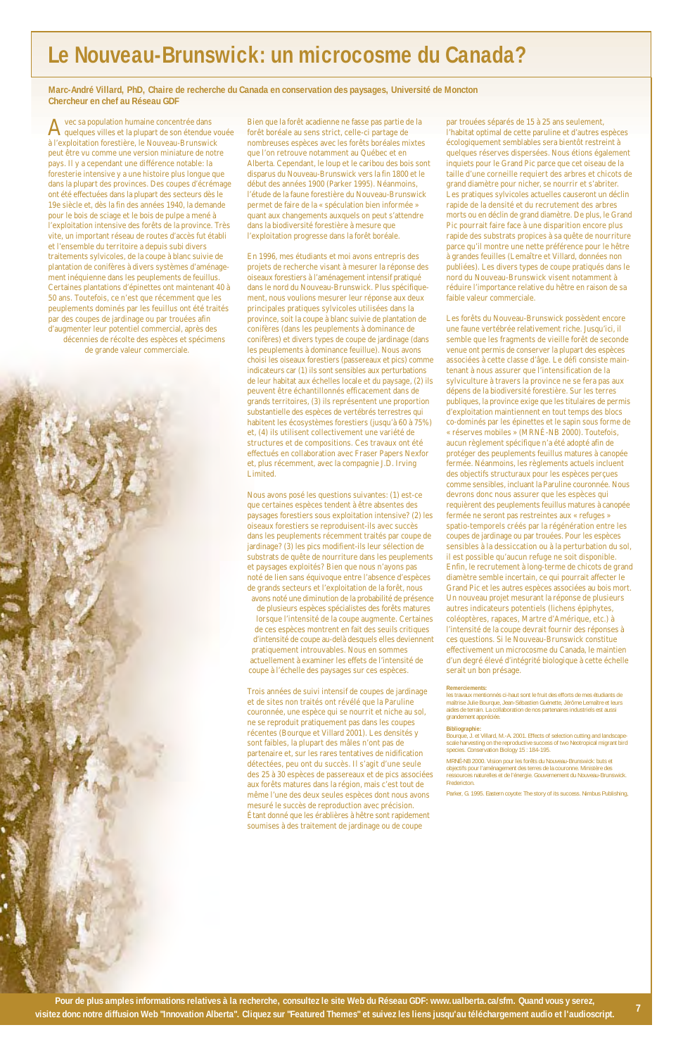# Le Nouveau-Brunswick: un microcosme du Canada?

**Marc-André Villard, PhD, Chaire de recherche du Canada en conservation des paysages, Université de Moncton**
**Chercheur en chef au Réseau GDF**

Avec sa population humaine concentrée dans quelques villes et la plupart de son étendue vouée à l'exploitation forestière, le Nouveau-Brunswick peut être vu comme une version miniature de notre pays. Il y a cependant une différence notable: la foresterie intensive y a une histoire plus longue que dans la plupart des provinces. Des coupes d'écrémage ont été effectuées dans la plupart des secteurs dès le 19e siècle et, dès la fin des années 1940, la demande pour le bois de sciage et le bois de pulpe a mené à l'exploitation intensive des forêts de la province. Très vite, un important réseau de routes d'accès fut établi et l'ensemble du territoire a depuis subi divers traitements sylvicoles, de la coupe à blanc suivie de plantation de conifères à divers systèmes d'aménagement inéquienne dans les peuplements de feuillus. Certaines plantations d'épinettes ont maintenant 40 à 50 ans. Toutefois, ce n'est que récemment que les peuplements dominés par les feuillus ont été traités par des coupes de jardinage ou par trouées afin d'augmenter leur potentiel commercial, après des décennies de récolte des espèces et spécimens de grande valeur commerciale.

Bien que la forêt acadienne ne fasse pas partie de la forêt boréale au sens strict, celle-ci partage de nombreuses espèces avec les forêts boréales mixtes que l'on retrouve notamment au Québec et en Alberta. Cependant, le loup et le caribou des bois sont disparus du Nouveau-Brunswick vers la fin 1800 et le début des années 1900 (Parker 1995). Néanmoins, l'étude de la faune forestière du Nouveau-Brunswick permet de faire de la « spéculation bien informée » quant aux changements auxquels on peut s'attendre dans la biodiversité forestière à mesure que l'exploitation progresse dans la forêt boréale.

En 1996, mes étudiants et moi avons entrepris des projets de recherche visant à mesurer la réponse des oiseaux forestiers à l'aménagement intensif pratiqué dans le nord du Nouveau-Brunswick. Plus spécifiquement, nous voulions mesurer leur réponse aux deux principales pratiques sylvicoles utilisées dans la province, soit la coupe à blanc suivie de plantation de conifères (dans les peuplements à dominance de conifères) et divers types de coupe de jardinage (dans les peuplements à dominance feuillue). Nous avons choisi les oiseaux forestiers (passereaux et pics) comme indicateurs car (1) ils sont sensibles aux perturbations de leur habitat aux échelles locale et du paysage, (2) ils peuvent être échantillonnés efficacement dans de grands territoires, (3) ils représentent une proportion substantielle des espèces de vertébrés terrestres qui habitent les écosystèmes forestiers (jusqu'à 60 à 75%) et, (4) ils utilisent collectivement une variété de structures et de compositions. Ces travaux ont été effectués en collaboration avec Fraser Papers Nexfor et, plus récemment, avec la compagnie J.D. Irving Limited.

Nous avons posé les questions suivantes: (1) est-ce que certaines espèces tendent à être absentes des paysages forestiers sous exploitation intensive? (2) les oiseaux forestiers se reproduisent-ils avec succès dans les peuplements récemment traités par coupe de jardinage? (3) les pics modifient-ils leur sélection de substrats de quête de nourriture dans les peuplements et paysages exploités? Bien que nous n'ayons pas noté de lien sans équivoque entre l'absence d'espèces de grands secteurs et l'exploitation de la forêt, nous avons noté une diminution de la probabilité de présence de plusieurs espèces spécialistes des forêts matures lorsque l'intensité de la coupe augmente. Certaines de ces espèces montrent en fait des seuils critiques d'intensité de coupe au-delà desquels elles deviennent pratiquement introuvables. Nous en sommes actuellement à examiner les effets de l'intensité de coupe à l'échelle des paysages sur ces espèces.

Trois années de suivi intensif de coupes de jardinage et de sites non traités ont révélé que la Paruline couronnée, une espèce qui se nourrit et niche au sol, ne se reproduit pratiquement pas dans les coupes récentes (Bourque et Villard 2001). Les densités y sont faibles, la plupart des mâles n'ont pas de partenaire et, sur les rares tentatives de nidification détectées, peu ont du succès. Il s'agit d'une seule des 25 à 30 espèces de passereaux et de pics associées aux forêts matures dans la région, mais c'est tout de même l'une des deux seules espèces dont nous avons mesuré le succès de reproduction avec précision. Étant donné que les érablières à hêtre sont rapidement soumises à des traitement de jardinage ou de coupe par trouées séparés de 15 à 25 ans seulement, l'habitat optimal de cette paruline et d'autres espèces écologiquement semblables sera bientôt restreint à quelques réserves dispersées. Nous étions également inquiets pour le Grand Pic parce que cet oiseau de la taille d'une corneille requiert des arbres et chicots de grand diamètre pour nicher, se nourrir et s'abriter. Les pratiques sylvicoles actuelles causeront un déclin rapide de la densité et du recrutement des arbres morts ou en déclin de grand diamètre. De plus, le Grand Pic pourrait faire face à une disparition encore plus rapide des substrats propices à sa quête de nourriture parce qu'il montre une nette préférence pour le hêtre à grandes feuilles (Lemaître et Villard, données non publiées). Les divers types de coupe pratiqués dans le nord du Nouveau-Brunswick visent notamment à réduire l'importance relative du hêtre en raison de sa faible valeur commerciale.

Les forêts du Nouveau-Brunswick possèdent encore une faune vertébrée relativement riche. Jusqu'ici, il semble que les fragments de vieille forêt de seconde venue ont permis de conserver la plupart des espèces associées à cette classe d'âge. Le défi consiste maintenant à nous assurer que l'intensification de la sylviculture à travers la province ne se fera pas aux dépens de la biodiversité forestière. Sur les terres publiques, la province exige que les titulaires de permis d'exploitation maintiennent en tout temps des blocs co-dominés par les épinettes et le sapin sous forme de « réserves mobiles » (MRNÉ-NB 2000). Toutefois, aucun règlement spécifique n'a été adopté afin de protéger des peuplements feuillus matures à canopée fermée. Néanmoins, les règlements actuels incluent des objectifs structuraux pour les espèces perçues comme sensibles, incluant la Paruline couronnée. Nous devrons donc nous assurer que les espèces qui requièrent des peuplements feuillus matures à canopée fermée ne seront pas restreintes aux « refuges » spatio-temporels créés par la régénération entre les coupes de jardinage ou par trouées. Pour les espèces sensibles à la dessiccation ou à la perturbation du sol, il est possible qu'aucun refuge ne soit disponible. Enfin, le recrutement à long-terme de chicots de grand diamètre semble incertain, ce qui pourrait affecter le Grand Pic et les autres espèces associées au bois mort. Un nouveau projet mesurant la réponse de plusieurs autres indicateurs potentiels (lichens épiphytes, coléoptères, rapaces, Martre d'Amérique, etc.) à l'intensité de la coupe devrait fournir des réponses à ces questions. Si le Nouveau-Brunswick constitue effectivement un microcosme du Canada, le maintien d'un degré élevé d'intégrité biologique à cette échelle serait un bon présage.

**Remerciements:**
les travaux mentionnés ci-haut sont le fruit des efforts de mes étudiants de maîtrise Julie Bourque, Jean-Sébastien Guénette, Jérôme Lemaître et leurs aides de terrain. La collaboration de nos partenaires industriels est aussi grandement appréciée.

**Bibliographie:**

Bourque, J. et Villard, M.-A. 2001. Effects of selection cutting and landscape-scale harvesting on the reproductive success of two Neotropical migrant bird species. Conservation Biology 15 : 184-195.

MRNÉ-NB 2000. Vision pour les forêts du Nouveau-Brunswick: buts et objectifs pour l'aménagement des terres de la couronne. Ministère des ressources naturelles et de l'énergie. Gouvernement du Nouveau-Brunswick. Fredericton.

Parker, G. 1995. Eastern coyote: The story of its success. Nimbus Publishing,

**Pour de plus amples informations relatives à la recherche, consultez le site Web du Réseau GDF: www.ualberta.ca/sfm. Quand vous y serez, visitez donc notre diffusion Web "Innovation Alberta". Cliquez sur "Featured Themes" et suivez les liens jusqu'au téléchargement audio et l'audioscript.**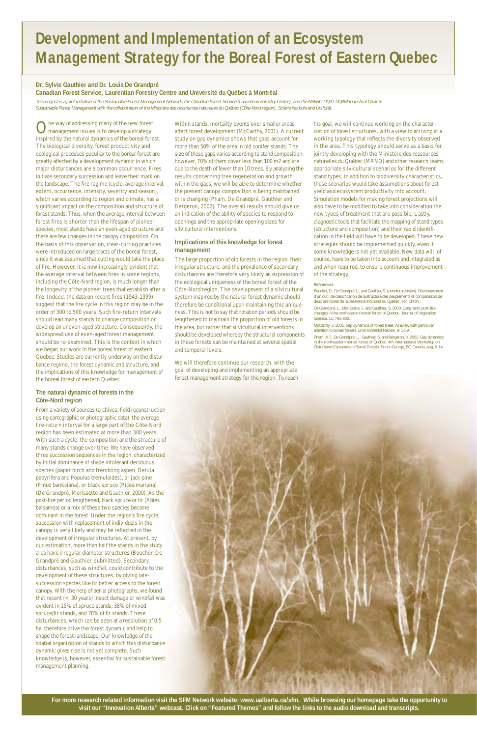# Development and Implementation of an Ecosystem Management Strategy for the Boreal Forest of Eastern Quebec

**Dr. Sylvie Gauthier and Dr. Louis De Grandpré**

**Canadian Forest Service, Laurentian Forestry Centre and Université du Québec à Montréal**

*This project is a joint initiative of the Sustainable Forest Management Network, the Canadian Forest Service (Laurentian Forestry Centre), and the NSERC-UQAT-UQAM Industrial Chair in Sustainable Forest Management with the collaboration of the Ministère des ressources naturelles du Québec (Côte-Nord region), Scierie Norbois and Uniforêt.*

One way of addressing many of the new forest management issues is to develop a strategy inspired by the natural dynamics of the boreal forest. The biological diversity, forest productivity and ecological processes peculiar to the boreal forest are greatly affected by a development dynamic in which major disturbances are a common occurrence. Fires initiate secondary succession and leave their mark on the landscape. The fire regime (cycle, average interval, extent, occurrence, intensity, severity and season), which varies according to region and climate, has a significant impact on the composition and structure of forest stands. Thus, when the average interval between forest fires is shorter than the lifespan of pioneer species, most stands have an even-aged structure and there are few changes in the canopy composition. On the basis of this observation, clear-cutting practices were introduced on large tracts of the boreal forest, since it was assumed that cutting would take the place of fire. However, it is now increasingly evident that the average interval between fires in some regions, including the Côte-Nord region, is much longer than the longevity of the pioneer trees that establish after a fire. Indeed, the data on recent fires (1943-1999) suggest that the fire cycle in this region may be in the order of 300 to 500 years. Such fire-return intervals should lead many stands to change composition or develop an uneven-aged structure. Consequently, the widespread use of even-aged forest management should be re-examined. This is the context in which we began our work in the boreal forest of eastern Quebec. Studies are currently underway on the disturbance regime, the forest dynamic and structure, and the implications of this knowledge for management of the boreal forest of eastern Quebec.

### The natural dynamic of forests in the Côte-Nord region

From a variety of sources (archives, field reconstruction using cartographic or photographic data), the average fire-return interval for a large part of the Côte-Nord region has been estimated at more than 300 years. With such a cycle, the composition and the structure of many stands change over time. We have observed three succession sequences in the region, characterized by initial dominance of shade intolerant deciduous species (paper birch and trembling aspen, Betula papyrifera and Populus tremuloides), or jack pine (Pinus banksiana), or black spruce (Picea mariana) (De Grandpré, Morissette and Gauthier, 2000). As the post-fire period lengthened, black spruce or fir (Abies balsamea) or a mix of these two species became dominant in the forest. Under the region's fire cycle, succession with replacement of individuals in the canopy is very likely and may be reflected in the development of irregular structures. At present, by our estimation, more than half the stands in the study area have irregular diameter structures (Boucher, De Grandpré and Gauthier, submitted). Secondary disturbances, such as windfall, could contribute to the development of these structures, by giving late-succession species like fir better access to the forest canopy. With the help of aerial photographs, we found that recent (< 30 years) insect damage or windfall was evident in 15% of spruce stands, 38% of mixed spruce/fir stands, and 78% of fir stands. These disturbances, which can be seen at a resolution of 0.5 ha, therefore drive the forest dynamic and help to shape the forest landscape. Our knowledge of the spatial organization of stands to which this disturbance dynamic gives rise is not yet complete. Such knowledge is, however, essential for sustainable forest management planning.

Within stands, mortality events over smaller areas affect forest development (McCarthy, 2001). A current study on gap dynamics shows that gaps account for more than 50% of the area in old conifer stands. The size of these gaps varies according to stand composition; however, 70% of them cover less than 100 m2 and are due to the death of fewer than 10 trees. By analyzing the results concerning tree regeneration and growth within the gaps, we will be able to determine whether the present canopy composition is being maintained or is changing (Pham, De Grandpré, Gauthier and Bergeron, 2002). The overall results should give us an indication of the ability of species to respond to openings and the appropriate opening sizes for silvicultural interventions.

### Implications of this knowledge for forest management

The large proportion of old forests in the region, their irregular structure, and the prevalence of secondary disturbances are therefore very likely an expression of the ecological uniqueness of the boreal forest of the Côte-Nord region. The development of a silvicultural system inspired by the natural forest dynamic should therefore be conditional upon maintaining this uniqueness. This is not to say that rotation periods should be lengthened to maintain the proportion of old forests in the area, but rather that silvicultural interventions should be developed whereby the structural components in these forests can be maintained at several spatial and temporal levels.

We will therefore continue our research, with the goal of developing and implementing an appropriate forest management strategy for the region. To reach his goal, we will continue working on the characterization of forest structures, with a view to arriving at a working typology that reflects the diversity observed in the area. This typology should serve as a basis for jointly developing with the Ministère des ressources naturelles du Québec (MRNQ) and other research teams appropriate silvicultural scenarios for the different stand types. In addition to biodiversity characteristics, these scenarios would take assumptions about forest yield and ecosystem productivity into account. Simulation models for making forest projections will also have to be modified to take into consideration the new types of treatment that are possible. Lastly, diagnostic tools that facilitate the mapping of stand types (structure and composition) and their rapid identification in the field will have to be developed. These new strategies should be implemented quickly, even if some knowledge is not yet available. New data will, of course, have to be taken into account and integrated as and when required, to ensure continuous improvement of the strategy.

#### References

Boucher, D., De Grandpré, L., and Gauthier, S. (pending revision). Développement d'un outil de classification de la structure des peuplements et comparaison de deux territoires de la pessière à mousses du Québec. For. Chron.

De Grandpré, L., Morissette, J. and Gauthier, S. 2000. Long-term post-fire changes in the northeastern boreal forest of Quebec. Journal of Vegetation Science. 11: 791-800.

McCarthy, J. 2001. Gap dynamics of forest trees: A review with particular attention to boreal forests. Environmental Review. 9: 1-59.

Pham, A.T., De Grandpré, L., Gauthier, S. and Bergeron, Y. 2002. Gap dynamics in the northeastern boreal forest of Québec. 4th International Workshop on Disturbance Dynamics in Boreal Forests. Prince George, BC, Canada, Aug. 9-14.

**For more research related information visit the SFM Network website: www.ualberta.ca/sfm. While browsing our homepage take the opportunity to visit our "Innovation Alberta" webcast. Click on "Featured Themes" and follow the links to the audio download and transcripts.**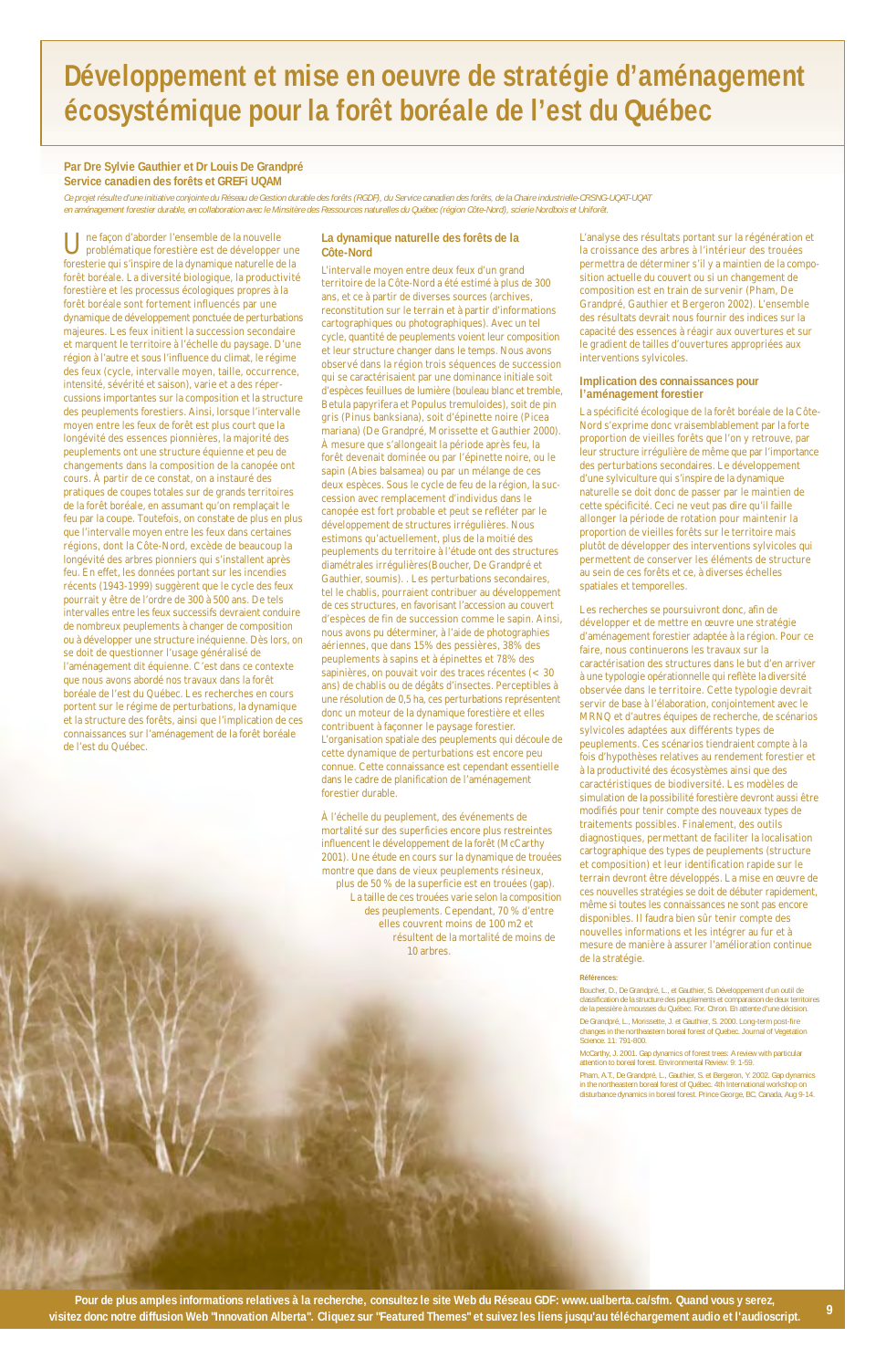# Développement et mise en oeuvre de stratégie d'aménagement écosystémique pour la forêt boréale de l'est du Québec

**Par Dre Sylvie Gauthier et Dr Louis De Grandpré**
**Service canadien des forêts et GREFi UQAM**

*Ce projet résulte d'une initiative conjointe du Réseau de Gestion durable des forêts (RGDF), du Service canadien des forêts, de la Chaire industrielle-CRSNG-UQAT-UQAT en aménagement forestier durable, en collaboration avec le Ministère des Ressources naturelles du Québec (région Côte-Nord), scierie Nordbois et Uniforêt.*

Une façon d'aborder l'ensemble de la nouvelle problématique forestière est de développer une foresterie qui s'inspire de la dynamique naturelle de la forêt boréale. La diversité biologique, la productivité forestière et les processus écologiques propres à la forêt boréale sont fortement influencés par une dynamique de développement ponctuée de perturbations majeures. Les feux initient la succession secondaire et marquent le territoire à l'échelle du paysage. D'une région à l'autre et sous l'influence du climat, le régime des feux (cycle, intervalle moyen, taille, occurrence, intensité, sévérité et saison), varie et a des répercussions importantes sur la composition et la structure des peuplements forestiers. Ainsi, lorsque l'intervalle moyen entre les feux de forêt est plus court que la longévité des essences pionnières, la majorité des peuplements ont une structure équienne et peu de changements dans la composition de la canopée ont cours. À partir de ce constat, on a instauré des pratiques de coupes totales sur de grands territoires de la forêt boréale, en assumant qu'on remplaçait le feu par la coupe. Toutefois, on constate de plus en plus que l'intervalle moyen entre les feux dans certaines régions, dont la Côte-Nord, excède de beaucoup la longévité des arbres pionniers qui s'installent après feu. En effet, les données portant sur les incendies récents (1943-1999) suggèrent que le cycle des feux pourrait y être de l'ordre de 300 à 500 ans. De tels intervalles entre les feux successifs devraient conduire de nombreux peuplements à changer de composition ou à développer une structure inéquienne. Dès lors, on se doit de questionner l'usage généralisé de l'aménagement dit équienne. C'est dans ce contexte que nous avons abordé nos travaux dans la forêt boréale de l'est du Québec. Les recherches en cours portent sur le régime de perturbations, la dynamique et la structure des forêts, ainsi que l'implication de ces connaissances sur l'aménagement de la forêt boréale de l'est du Québec.

## La dynamique naturelle des forêts de la Côte-Nord

L'intervalle moyen entre deux feux d'un grand territoire de la Côte-Nord a été estimé à plus de 300 ans, et ce à partir de diverses sources (archives, reconstitution sur le terrain et à partir d'informations cartographiques ou photographiques). Avec un tel cycle, quantité de peuplements voient leur composition et leur structure changer dans le temps. Nous avons observé dans la région trois séquences de succession qui se caractérisaient par une dominance initiale soit d'espèces feuillues de lumière (bouleau blanc et tremble, Betula papyrifera et Populus tremuloides), soit de pin gris (Pinus banksiana), soit d'épinette noire (Picea mariana) (De Grandpré, Morissette et Gauthier 2000). À mesure que s'allongeait la période après feu, la forêt devenait dominée ou par l'épinette noire, ou le sapin (Abies balsamea) ou par un mélange de ces deux espèces. Sous le cycle de feu de la région, la succession avec remplacement d'individus dans le canopée est fort probable et peut se refléter par le développement de structures irrégulières. Nous estimons qu'actuellement, plus de la moitié des peuplements du territoire à l'étude ont des structures diamétrales irrégulières(Boucher, De Grandpré et Gauthier, soumis). . Les perturbations secondaires, tel le chablis, pourraient contribuer au développement de ces structures, en favorisant l'accession au couvert d'espèces de fin de succession comme le sapin. Ainsi, nous avons pu déterminer, à l'aide de photographies aériennes, que dans 15% des pessières, 38% des peuplements à sapins et à épinettes et 78% des sapinières, on pouvait voir des traces récentes (< 30 ans) de chablis ou de dégâts d'insectes. Perceptibles à une résolution de 0,5 ha, ces perturbations représentent donc un moteur de la dynamique forestière et elles contribuent à façonner le paysage forestier. L'organisation spatiale des peuplements qui découle de cette dynamique de perturbations est encore peu connue. Cette connaissance est cependant essentielle dans le cadre de planification de l'aménagement forestier durable.

À l'échelle du peuplement, des événements de mortalité sur des superficies encore plus restreintes influencent le développement de la forêt (McCarthy 2001). Une étude en cours sur la dynamique de trouées montre que dans de vieux peuplements résineux, plus de 50 % de la superficie est en trouées (gap). La taille de ces trouées varie selon la composition des peuplements. Cependant, 70 % d'entre elles couvrent moins de 100 m2 et résultent de la mortalité de moins de 10 arbres.

L'analyse des résultats portant sur la régénération et la croissance des arbres à l'intérieur des trouées permettra de déterminer s'il y a maintien de la composition actuelle du couvert ou si un changement de composition est en train de survenir (Pham, De Grandpré, Gauthier et Bergeron 2002). L'ensemble des résultats devrait nous fournir des indices sur la capacité des essences à réagir aux ouvertures et sur le gradient de tailles d'ouvertures appropriées aux interventions sylvicoles.

## Implication des connaissances pour l'aménagement forestier

La spécificité écologique de la forêt boréale de la Côte-Nord s'exprime donc vraisemblablement par la forte proportion de vieilles forêts que l'on y retrouve, par leur structure irrégulière de même que par l'importance des perturbations secondaires. Le développement d'une sylviculture qui s'inspire de la dynamique naturelle se doit donc de passer par le maintien de cette spécificité. Ceci ne veut pas dire qu'il faille allonger la période de rotation pour maintenir la proportion de vieilles forêts sur le territoire mais plutôt de développer des interventions sylvicoles qui permettent de conserver les éléments de structure au sein de ces forêts et ce, à diverses échelles spatiales et temporelles.

Les recherches se poursuivront donc, afin de développer et de mettre en œuvre une stratégie d'aménagement forestier adaptée à la région. Pour ce faire, nous continuerons les travaux sur la caractérisation des structures dans le but d'en arriver à une typologie opérationnelle qui reflète la diversité observée dans le territoire. Cette typologie devrait servir de base à l'élaboration, conjointement avec le MRNQ et d'autres équipes de recherche, de scénarios sylvicoles adaptées aux différents types de peuplements. Ces scénarios tiendraient compte à la fois d'hypothèses relatives au rendement forestier et à la productivité des écosystèmes ainsi que des caractéristiques de biodiversité. Les modèles de simulation de la possibilité forestière devront aussi être modifiés pour tenir compte des nouveaux types de traitements possibles. Finalement, des outils diagnostiques, permettant de faciliter la localisation cartographique des types de peuplements (structure et composition) et leur identification rapide sur le terrain devront être développés. La mise en œuvre de ces nouvelles stratégies se doit de débuter rapidement, même si toutes les connaissances ne sont pas encore disponibles. Il faudra bien sûr tenir compte des nouvelles informations et les intégrer au fur et à mesure de manière à assurer l'amélioration continue de la stratégie.

**Références:**

Boucher, D., De Grandpré, L., et Gauthier, S. Développement d'un outil de classification de la structure des peuplements et comparaison de deux territoires de la pessière à mousses du Québec. For. Chron. En attente d'une décision.

De Grandpré, L., Morissette, J. et Gauthier, S. 2000. Long-term post-fire changes in the northeastern boreal forest of Quebec. Journal of Vegetation Science. 11: 791-800.

McCarthy, J. 2001. Gap dynamics of forest trees: A review with particular attention to boreal forest. Environmental Review. 9: 1-59.

Pham, A.T., De Grandpré, L., Gauthier, S. et Bergeron, Y. 2002. Gap dynamics in the northeastern boreal forest of Québec. 4th International workshop on disturbance dynamics in boreal forest. Prince George, BC. Canada, Aug 9-14.

**Pour de plus amples informations relatives à la recherche, consultez le site Web du Réseau GDF: www.ualberta.ca/sfm. Quand vous y serez, visitez donc notre diffusion Web "Innovation Alberta". Cliquez sur "Featured Themes" et suivez les liens jusqu'au téléchargement audio et l'audioscript.**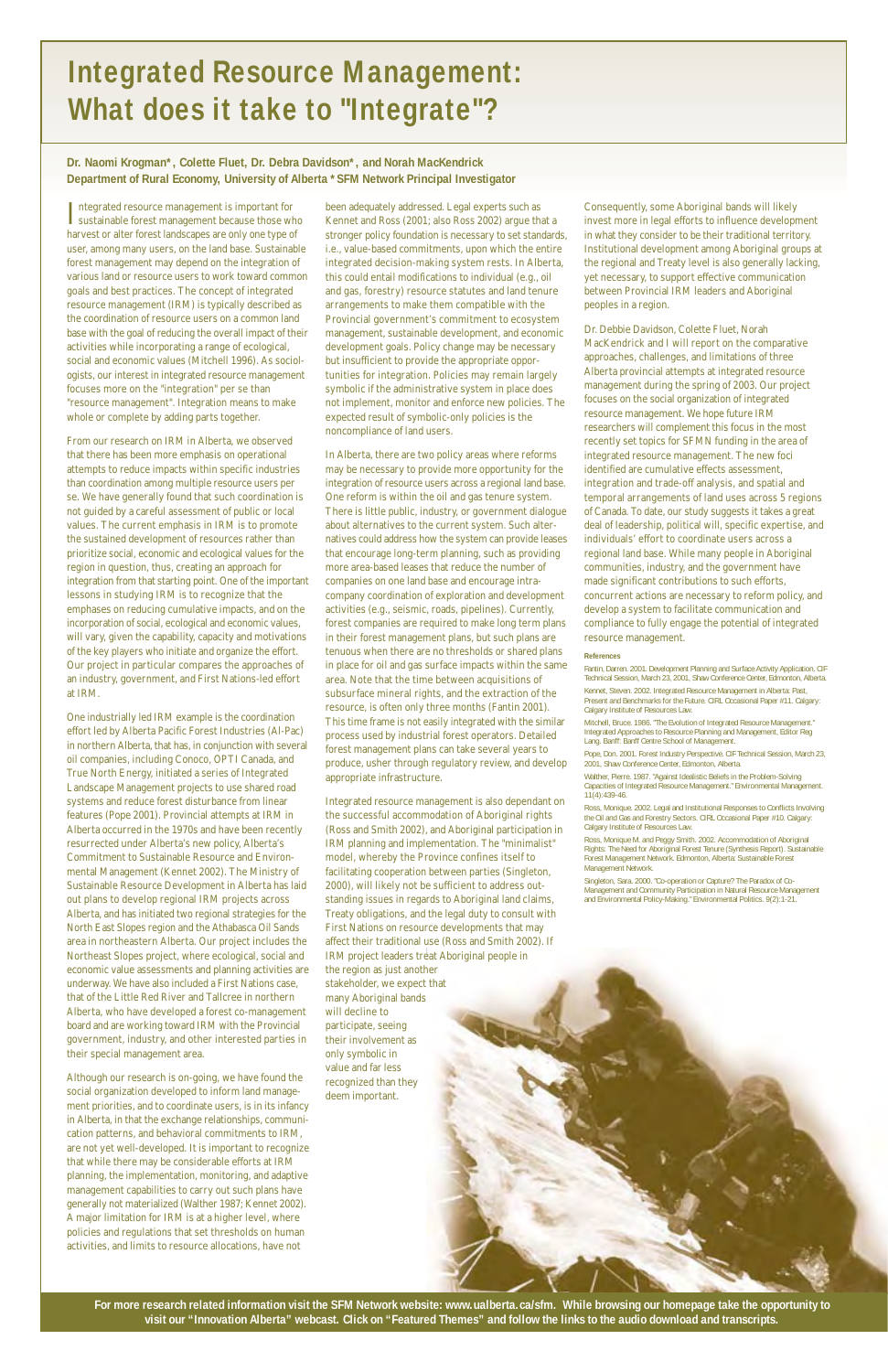# Integrated Resource Management: What does it take to "Integrate"?

**Dr. Naomi Krogman\*, Colette Fluet, Dr. Debra Davidson\*, and Norah MacKendrick**
**Department of Rural Economy, University of Alberta \*SFM Network Principal Investigator**

Integrated resource management is important for sustainable forest management because those who harvest or alter forest landscapes are only one type of user, among many users, on the land base. Sustainable forest management may depend on the integration of various land or resource users to work toward common goals and best practices. The concept of integrated resource management (IRM) is typically described as the coordination of resource users on a common land base with the goal of reducing the overall impact of their activities while incorporating a range of ecological, social and economic values (Mitchell 1996). As sociologists, our interest in integrated resource management focuses more on the "integration" per se than "resource management". Integration means to make whole or complete by adding parts together.

From our research on IRM in Alberta, we observed that there has been more emphasis on operational attempts to reduce impacts within specific industries than coordination among multiple resource users per se. We have generally found that such coordination is not guided by a careful assessment of public or local values. The current emphasis in IRM is to promote the sustained development of resources rather than prioritize social, economic and ecological values for the region in question, thus, creating an approach for integration from that starting point. One of the important lessons in studying IRM is to recognize that the emphases on reducing cumulative impacts, and on the incorporation of social, ecological and economic values, will vary, given the capability, capacity and motivations of the key players who initiate and organize the effort. Our project in particular compares the approaches of an industry, government, and First Nations-led effort at IRM.

One industrially led IRM example is the coordination effort led by Alberta Pacific Forest Industries (Al-Pac) in northern Alberta, that has, in conjunction with several oil companies, including Conoco, OPTI Canada, and True North Energy, initiated a series of Integrated Landscape Management projects to use shared road systems and reduce forest disturbance from linear features (Pope 2001). Provincial attempts at IRM in Alberta occurred in the 1970s and have been recently resurrected under Alberta's new policy, Alberta's Commitment to Sustainable Resource and Environmental Management (Kennet 2002). The Ministry of Sustainable Resource Development in Alberta has laid out plans to develop regional IRM projects across Alberta, and has initiated two regional strategies for the North East Slopes region and the Athabasca Oil Sands area in northeastern Alberta. Our project includes the Northeast Slopes project, where ecological, social and economic value assessments and planning activities are underway. We have also included a First Nations case, that of the Little Red River and Tallcree in northern Alberta, who have developed a forest co-management board and are working toward IRM with the Provincial government, industry, and other interested parties in their special management area.

Although our research is on-going, we have found the social organization developed to inform land management priorities, and to coordinate users, is in its infancy in Alberta, in that the exchange relationships, communication patterns, and behavioral commitments to IRM, are not yet well-developed. It is important to recognize that while there may be considerable efforts at IRM planning, the implementation, monitoring, and adaptive management capabilities to carry out such plans have generally not materialized (Walther 1987; Kennet 2002). A major limitation for IRM is at a higher level, where policies and regulations that set thresholds on human activities, and limits to resource allocations, have not been adequately addressed. Legal experts such as Kennet and Ross (2001; also Ross 2002) argue that a stronger policy foundation is necessary to set standards, i.e., value-based commitments, upon which the entire integrated decision-making system rests. In Alberta, this could entail modifications to individual (e.g., oil and gas, forestry) resource statutes and land tenure arrangements to make them compatible with the Provincial government's commitment to ecosystem management, sustainable development, and economic development goals. Policy change may be necessary but insufficient to provide the appropriate opportunities for integration. Policies may remain largely symbolic if the administrative system in place does not implement, monitor and enforce new policies. The expected result of symbolic-only policies is the noncompliance of land users.

In Alberta, there are two policy areas where reforms may be necessary to provide more opportunity for the integration of resource users across a regional land base. One reform is within the oil and gas tenure system. There is little public, industry, or government dialogue about alternatives to the current system. Such alternatives could address how the system can provide leases that encourage long-term planning, such as providing more area-based leases that reduce the number of companies on one land base and encourage intra-company coordination of exploration and development activities (e.g., seismic, roads, pipelines). Currently, forest companies are required to make long term plans in their forest management plans, but such plans are tenuous when there are no thresholds or shared plans in place for oil and gas surface impacts within the same area. Note that the time between acquisitions of subsurface mineral rights, and the extraction of the resource, is often only three months (Fantin 2001). This time frame is not easily integrated with the similar process used by industrial forest operators. Detailed forest management plans can take several years to produce, usher through regulatory review, and develop appropriate infrastructure.

Integrated resource management is also dependant on the successful accommodation of Aboriginal rights (Ross and Smith 2002), and Aboriginal participation in IRM planning and implementation. The "minimalist" model, whereby the Province confines itself to facilitating cooperation between parties (Singleton, 2000), will likely not be sufficient to address outstanding issues in regards to Aboriginal land claims, Treaty obligations, and the legal duty to consult with First Nations on resource developments that may affect their traditional use (Ross and Smith 2002). If IRM project leaders treat Aboriginal people in the region as just another stakeholder, we expect that many Aboriginal bands will decline to participate, seeing their involvement as only symbolic in value and far less recognized than they deem important.

Consequently, some Aboriginal bands will likely invest more in legal efforts to influence development in what they consider to be their traditional territory. Institutional development among Aboriginal groups at the regional and Treaty level is also generally lacking, yet necessary, to support effective communication between Provincial IRM leaders and Aboriginal peoples in a region.

Dr. Debbie Davidson, Colette Fluet, Norah MacKendrick and I will report on the comparative approaches, challenges, and limitations of three Alberta provincial attempts at integrated resource management during the spring of 2003. Our project focuses on the social organization of integrated resource management. We hope future IRM researchers will complement this focus in the most recently set topics for SFMN funding in the area of integrated resource management. The new foci identified are cumulative effects assessment, integration and trade-off analysis, and spatial and temporal arrangements of land uses across 5 regions of Canada. To date, our study suggests it takes a great deal of leadership, political will, specific expertise, and individuals' effort to coordinate users across a regional land base. While many people in Aboriginal communities, industry, and the government have made significant contributions to such efforts, concurrent actions are necessary to reform policy, and develop a system to facilitate communication and compliance to fully engage the potential of integrated resource management.

**References**

Fantin, Darren. 2001. Development Planning and Surface Activity Application. CIF Technical Session, March 23, 2001, Shaw Conference Center, Edmonton, Alberta.

Kennet, Steven. 2002. Integrated Resource Management in Alberta: Past, Present and Benchmarks for the Future. CIRL Occasional Paper #11. Calgary: Calgary Institute of Resources Law.

Mitchell, Bruce. 1986. "The Evolution of Integrated Resource Management." Integrated Approaches to Resource Planning and Management, Editor Reg Lang. Banff: Banff Centre School of Management.

Pope, Don. 2001. Forest Industry Perspective. CIF Technical Session, March 23, 2001, Shaw Conference Center, Edmonton, Alberta.

Walther, Pierre. 1987. "Against Idealistic Beliefs in the Problem-Solving Capacities of Integrated Resource Management." Environmental Management. 11(4):439-46.

Ross, Monique. 2002. Legal and Institutional Responses to Conflicts Involving the Oil and Gas and Forestry Sectors. CIRL Occasional Paper #10. Calgary: Calgary Institute of Resources Law.

Ross, Monique M. and Peggy Smith. 2002. Accommodation of Aboriginal Rights: The Need for Aboriginal Forest Tenure (Synthesis Report). Sustainable Forest Management Network. Edmonton, Alberta: Sustainable Forest Management Network.

Singleton, Sara. 2000. "Co-operation or Capture? The Paradox of Co-Management and Community Participation in Natural Resource Management and Environmental Policy-Making." Environmental Politics. 9(2):1-21.

**For more research related information visit the SFM Network website: www.ualberta.ca/sfm. While browsing our homepage take the opportunity to visit our "Innovation Alberta" webcast. Click on "Featured Themes" and follow the links to the audio download and transcripts.**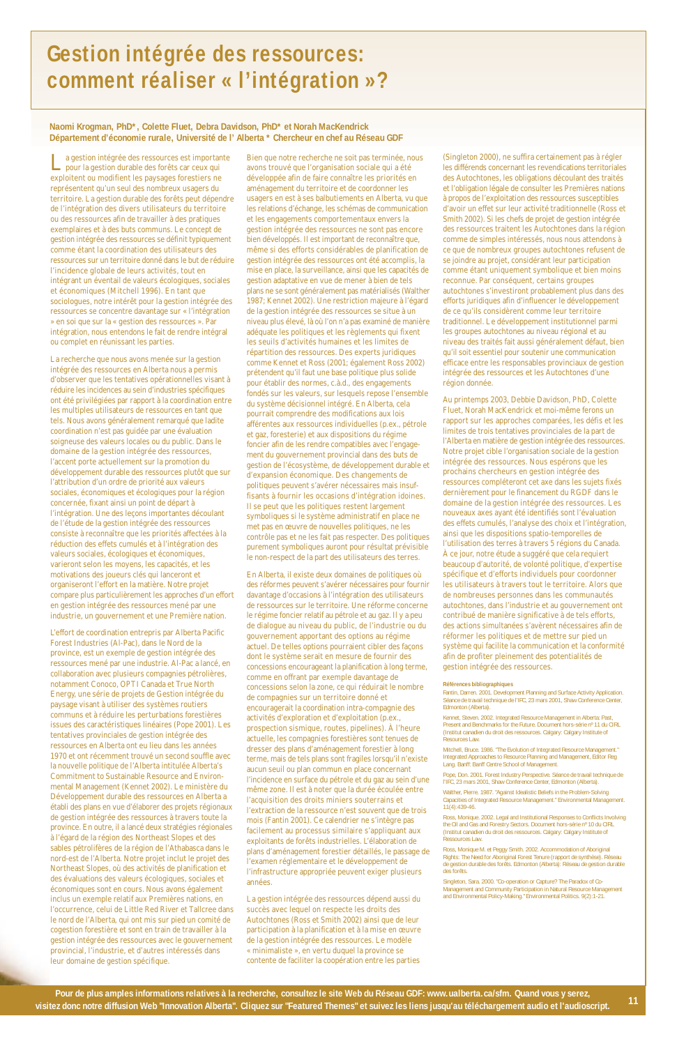# Gestion intégrée des ressources : comment réaliser « l'intégration »?

**Naomi Krogman, PhD\*, Colette Fluet, Debra Davidson, PhD\* et Norah MacKendrick**
**Département d'économie rurale, Université de l' Alberta \* Chercheur en chef au Réseau GDF**

La gestion intégrée des ressources est importante pour la gestion durable des forêts car ceux qui exploitent ou modifient les paysages forestiers ne représentent qu'un seul des nombreux usagers du territoire. La gestion durable des forêts peut dépendre de l'intégration des divers utilisateurs du territoire ou des ressources afin de travailler à des pratiques exemplaires et à des buts communs. Le concept de gestion intégrée des ressources se définit typiquement comme étant la coordination des utilisateurs des ressources sur un territoire donné dans le but de réduire l'incidence globale de leurs activités, tout en intégrant un éventail de valeurs écologiques, sociales et économiques (Mitchell 1996). En tant que sociologues, notre intérêt pour la gestion intégrée des ressources se concentre davantage sur « l'intégration » en soi que sur la « gestion des ressources ». Par intégration, nous entendons le fait de rendre intégral ou complet en réunissant les parties.

La recherche que nous avons menée sur la gestion intégrée des ressources en Alberta nous a permis d'observer que les tentatives opérationnelles visant à réduire les incidences au sein d'industries spécifiques ont été privilégiées par rapport à la coordination entre les multiples utilisateurs de ressources en tant que tels. Nous avons généralement remarqué que ladite coordination n'est pas guidée par une évaluation soigneuse des valeurs locales ou du public. Dans le domaine de la gestion intégrée des ressources, l'accent porte actuellement sur la promotion du développement durable des ressources plutôt que sur l'attribution d'un ordre de priorité aux valeurs sociales, économiques et écologiques pour la région concernée, fixant ainsi un point de départ à l'intégration. Une des leçons importantes découlant de l'étude de la gestion intégrée des ressources consiste à reconnaître que les priorités affectées à la réduction des effets cumulés et à l'intégration des valeurs sociales, écologiques et économiques, varieront selon les moyens, les capacités, et les motivations des joueurs clés qui lanceront et organiseront l'effort en la matière. Notre projet compare plus particulièrement les approches d'un effort en gestion intégrée des ressources mené par une industrie, un gouvernement et une Première nation.

L'effort de coordination entrepris par Alberta Pacific Forest Industries (Al-Pac), dans le Nord de la province, est un exemple de gestion intégrée des ressources mené par une industrie. Al-Pac a lancé, en collaboration avec plusieurs compagnies pétrolières, notamment Conoco, OPTI Canada et True North Energy, une série de projets de Gestion intégrée du paysage visant à utiliser des systèmes routiers communs et à réduire les perturbations forestières issues des caractéristiques linéaires (Pope 2001). Les tentatives provinciales de gestion intégrée des ressources en Alberta ont eu lieu dans les années 1970 et ont récemment trouvé un second souffle avec la nouvelle politique de l'Alberta intitulée Alberta's Commitment to Sustainable Resource and Environmental Management (Kennet 2002). Le ministère du Développement durable des ressources en Alberta a établi des plans en vue d'élaborer des projets régionaux de gestion intégrée des ressources à travers toute la province. En outre, il a lancé deux stratégies régionales à l'égard de la région des Northeast Slopes et des sables pétrolifères de la région de l'Athabasca dans le nord-est de l'Alberta. Notre projet inclut le projet des Northeast Slopes, où des activités de planification et des évaluations des valeurs écologiques, sociales et économiques sont en cours. Nous avons également inclus un exemple relatif aux Premières nations, en l'occurrence, celui de Little Red River et Tallcree dans le nord de l'Alberta, qui ont mis sur pied un comité de cogestion forestière et sont en train de travailler à la gestion intégrée des ressources avec le gouvernement provincial, l'industrie, et d'autres intéressés dans leur domaine de gestion spécifique.

Bien que notre recherche ne soit pas terminée, nous avons trouvé que l'organisation sociale qui a été développée afin de faire connaître les priorités en aménagement du territoire et de coordonner les usagers en est à ses balbutiements en Alberta, vu que les relations d'échange, les schémas de communication et les engagements comportementaux envers la gestion intégrée des ressources ne sont pas encore bien développés. Il est important de reconnaître que, même si des efforts considérables de planification de gestion intégrée des ressources ont été accomplis, la mise en place, la surveillance, ainsi que les capacités de gestion adaptative en vue de mener à bien de tels plans ne se sont généralement pas matérialisés (Walther 1987; Kennet 2002). Une restriction majeure à l'égard de la gestion intégrée des ressources se situe à un niveau plus élevé, là où l'on n'a pas examiné de manière adéquate les politiques et les règlements qui fixent les seuils d'activités humaines et les limites de répartition des ressources. Des experts juridiques comme Kennet et Ross (2001; également Ross 2002) prétendent qu'il faut une base politique plus solide pour établir des normes, c.à.d., des engagements fondés sur les valeurs, sur lesquels repose l'ensemble du système décisionnel intégré. En Alberta, cela pourrait comprendre des modifications aux lois afférentes aux ressources individuelles (p.ex., pétrole et gaz, foresterie) et aux dispositions du régime foncier afin de les rendre compatibles avec l'engagement du gouvernement provincial dans des buts de gestion de l'écosystème, de développement durable et d'expansion économique. Des changements de politiques peuvent s'avérer nécessaires mais insuffisants à fournir les occasions d'intégration idoines. Il se peut que les politiques restent largement symboliques si le système administratif en place ne met pas en œuvre de nouvelles politiques, ne les contrôle pas et ne les fait pas respecter. Des politiques purement symboliques auront pour résultat prévisible le non-respect de la part des utilisateurs des terres.

En Alberta, il existe deux domaines de politiques où des réformes peuvent s'avérer nécessaires pour fournir davantage d'occasions à l'intégration des utilisateurs de ressources sur le territoire. Une réforme concerne le régime foncier relatif au pétrole et au gaz. Il y a peu de dialogue au niveau du public, de l'industrie ou du gouvernement apportant des options au régime actuel. De telles options pourraient cibler des façons dont le système serait en mesure de fournir des concessions encourageant la planification à long terme, comme en offrant par exemple davantage de concessions selon la zone, ce qui réduirait le nombre de compagnies sur un territoire donné et encouragerait la coordination intra-compagnie des activités d'exploration et d'exploitation (p.ex., prospection sismique, routes, pipelines). À l'heure actuelle, les compagnies forestières sont tenues de dresser des plans d'aménagement forestier à long terme, mais de tels plans sont fragiles lorsqu'il n'existe aucun seuil ou plan commun en place concernant l'incidence en surface du pétrole et du gaz au sein d'une même zone. Il est à noter que la durée écoulée entre l'acquisition des droits miniers souterrains et l'extraction de la ressource n'est souvent que de trois mois (Fantin 2001). Ce calendrier ne s'intègre pas facilement au processus similaire s'appliquant aux exploitants de forêts industrielles. L'élaboration de plans d'aménagement forestier détaillés, le passage de l'examen réglementaire et le développement de l'infrastructure appropriée peuvent exiger plusieurs années.

La gestion intégrée des ressources dépend aussi du succès avec lequel on respecte les droits des Autochtones (Ross et Smith 2002) ainsi que de leur participation à la planification et à la mise en œuvre de la gestion intégrée des ressources. Le modèle « minimaliste », en vertu duquel la province se contente de faciliter la coopération entre les parties (Singleton 2000), ne suffira certainement pas à régler les différends concernant les revendications territoriales des Autochtones, les obligations découlant des traités et l'obligation légale de consulter les Premières nations à propos de l'exploitation des ressources susceptibles d'avoir un effet sur leur activité traditionnelle (Ross et Smith 2002). Si les chefs de projet de gestion intégrée des ressources traitent les Autochtones dans la région comme de simples intéressés, nous nous attendons à ce que de nombreux groupes autochtones refusent de se joindre au projet, considérant leur participation comme étant uniquement symbolique et bien moins reconnue. Par conséquent, certains groupes autochtones s'investiront probablement plus dans des efforts juridiques afin d'influencer le développement de ce qu'ils considèrent comme leur territoire traditionnel. Le développement institutionnel parmi les groupes autochtones au niveau régional et au niveau des traités fait aussi généralement défaut, bien qu'il soit essentiel pour soutenir une communication efficace entre les responsables provinciaux de gestion intégrée des ressources et les Autochtones d'une région donnée.

Au printemps 2003, Debbie Davidson, PhD, Colette Fluet, Norah MacKendrick et moi-même ferons un rapport sur les approches comparées, les défis et les limites de trois tentatives provinciales de la part de l'Alberta en matière de gestion intégrée des ressources. Notre projet cible l'organisation sociale de la gestion intégrée des ressources. Nous espérons que les prochains chercheurs en gestion intégrée des ressources compléteront cet axe dans les sujets fixés dernièrement pour le financement du RGDF dans le domaine de la gestion intégrée des ressources. Les nouveaux axes ayant été identifiés sont l'évaluation des effets cumulés, l'analyse des choix et l'intégration, ainsi que les dispositions spatio-temporelles de l'utilisation des terres à travers 5 régions du Canada. À ce jour, notre étude a suggéré que cela requiert beaucoup d'autorité, de volonté politique, d'expertise spécifique et d'efforts individuels pour coordonner les utilisateurs à travers tout le territoire. Alors que de nombreuses personnes dans les communautés autochtones, dans l'industrie et au gouvernement ont contribué de manière significative à de tels efforts, des actions simultanées s'avèrent nécessaires afin de réformer les politiques et de mettre sur pied un système qui facilite la communication et la conformité afin de profiter pleinement des potentialités de gestion intégrée des ressources.

**Références bibliographiques**

Fantin, Darren. 2001. Development Planning and Surface Activity Application. Séance de travail technique de l'IFC, 23 mars 2001, Shaw Conference Center, Edmonton (Alberta).

Kennet, Steven. 2002. Integrated Resource Management in Alberta: Past, Present and Benchmarks for the Future. Document hors-série nº 11 du CIRL (Institut canadien du droit des ressources. Calgary: Calgary Institute of Resources Law.

Mitchell, Bruce. 1986. "The Evolution of Integrated Resource Management." Integrated Approaches to Resource Planning and Management, Editor Reg Lang. Banff: Banff Centre School of Management.

Pope, Don. 2001. Forest Industry Perspective. Séance de travail technique de l'IFC, 23 mars 2001, Shaw Conference Center, Edmonton (Alberta).

Walther, Pierre. 1987. "Against Idealistic Beliefs in the Problem-Solving Capacities of Integrated Resource Management." Environmental Management. 11(4):439-46.

Ross, Monique. 2002. Legal and Institutional Responses to Conflicts Involving the Oil and Gas and Forestry Sectors. Document hors-série nº 10 du CIRL (Institut canadien du droit des ressources. Calgary: Calgary Institute of Resources Law.

Ross, Monique M. et Peggy Smith. 2002. Accommodation of Aboriginal Rights: The Need for Aboriginal Forest Tenure (rapport de synthèse). Réseau de gestion durable des forêts. Edmonton (Alberta): Réseau de gestion durable des forêts.

Singleton, Sara. 2000. "Co-operation or Capture? The Paradox of Co-Management and Community Participation in Natural Resource Management and Environmental Policy-Making." Environmental Politics. 9(2):1-21.

**Pour de plus amples informations relatives à la recherche, consultez le site Web du Réseau GDF: www.ualberta.ca/sfm. Quand vous y serez, visitez donc notre diffusion Web "Innovation Alberta". Cliquez sur "Featured Themes" et suivez les liens jusqu'au téléchargement audio et l'audioscript.**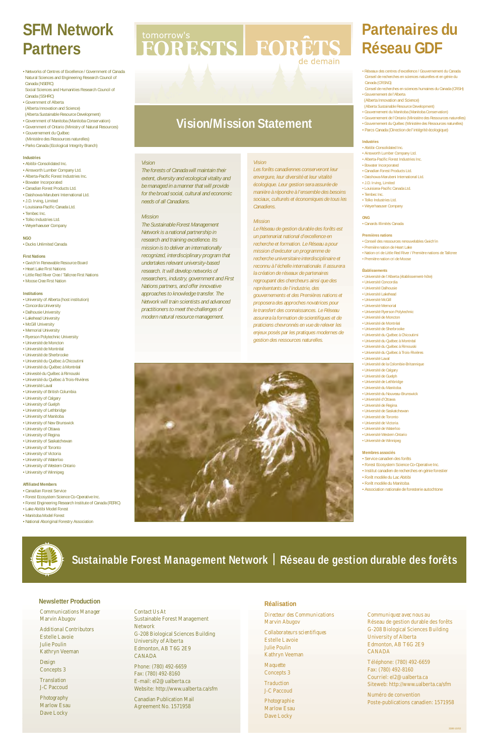# SFM Network Partners

- Networks of Centres of Excellence / Government of Canada
  Natural Sciences and Engineering Research Council of Canada (NSERC)
  Social Sciences and Humanities Research Council of Canada (SSHRC)
- Government of Alberta
  (Alberta Innovation and Science)
  (Alberta Sustainable Resource Development)
- Government of Manitoba (Manitoba Conservation)
- Government of Ontario (Ministry of Natural Resources)
- Gouvernement du Québec
  (Ministère des Ressources naturelles)
- Parks Canada (Ecological Integrity Branch)

**Industries**

- Abitibi-Consolidated Inc.
- Ainsworth Lumber Company Ltd.
- Alberta-Pacific Forest Industries Inc.
- Bowater Incorporated
- Canadian Forest Products Ltd.
- Daishowa-Marubeni International Ltd.
- J.D. Irving, Limited
- Louisiana-Pacific Canada Ltd.
- Tembec Inc.
- Tolko Industries Ltd.
- Weyerhaeuser Company

**NGO**

- Ducks Unlimited Canada

**First Nations**

- Gwich'in Renewable Resource Board
- Heart Lake First Nations
- Little Red River Cree / Tallcree First Nations
- Moose Cree First Nation

**Institutions**

- University of Alberta (host institution)
- Concordia University
- Dalhousie University
- Lakehead University
- McGill University
- Memorial University
- Ryerson Polytechnic University
- Université de Moncton
- Université de Montréal
- Université de Sherbrooke
- Université du Québec à Chicoutimi
- Université du Québec à Montréal
- Univeisté du Québec à Rimouski
- Université du Québec à Trois-Rivières
- Université Laval
- University of British Columbia
- University of Calgary
- University of Guelph
- University of Lethbridge
- University of Manitoba
- University of New Brunswick
- University of Ottawa
- University of Regina
- University of Saskatchewan
- University of Toronto
- University of Victoria
- University of Waterloo
- University of Western Ontario
- University of Winnipeg

**Affiliated Members**

- Canadian Forest Service
- Forest Ecosystem Science Co-Operative Inc.
- Forest Engineering Research Institute of Canada (FERIC)
- Lake Abitibi Model Forest
- Manitoba Model Forest
- National Aboriginal Forestry Association

tomorrow's FORESTS | FORÊTS de demain

## Vision/Mission Statement

*Vision*

*The forests of Canada will maintain their extent, diversity and ecological vitality and be managed in a manner that will provide for the broad social, cultural and economic needs of all Canadians.*

*Mission*

*The Sustainable Forest Management Network is a national partnership in research and training excellence. Its mission is to deliver an internationally recognized, interdisciplinary program that undertakes relevant university-based research. It will develop networks of researchers, industry, government and First Nations partners, and offer innovative approaches to knowledge transfer. The Network will train scientists and advanced practitioners to meet the challenges of modern natural resource management.*

*Vision*

*Les forêts canadiennes conserveront leur envergure, leur diversité et leur vitalité écologique. Leur gestion sera assurée de manière à répondre à l'ensemble des besoins sociaux, culturels et économiques de tous les Canadiens.*

*Mission*

*Le Réseau de gestion durable des forêts est un partenariat national d'excellence en recherche et formation. Le Réseau a pour mission d'exécuter un programme de recherche universitaire interdisciplinaire et reconnu à l'échelle internationale. Il assurera la création de réseaux de partenaires regroupant des chercheurs ainsi que des représentants de l'industrie, des gouvernements et des Premières nations et proposera des approches novatrices pour le transfert des connaissances. Le Réseau assurera la formation de scientifiques et de praticiens chevronnés en vue de relever les enjeux posés par les pratiques modernes de gestion des ressources naturelles.*

# Partenaires du Réseau GDF

- Réseaux des centres d'excellence / Gouvernement du Canada
  Conseil de recherches en sciences naturelles et en génie du Canada (CRSNG)
  Conseil de recherches en sciences humaines du Canada (CRSH)
- Gouvernement de l'Alberta
  (Alberta Innovation and Science)
  (Alberta Sustainable Resource Development)
- Gouvernement du Manitoba (Manitoba Conservation)
- Gouvernement de l'Ontario (Ministère des Ressources naturelles)
- Gouvernement du Québec (Ministère des Ressources naturelles)
- Parcs Canada (Direction de l'intégrité écologique)

**Industries**

- Abitibi-Consolidated Inc.
- Ainsworth Lumber Company Ltd.
- Alberta-Pacific Forest Industries Inc.
- Bowater Incorporated
- Canadian Forest Products Ltd.
- Daishowa-Marubeni International Ltd.
- J.D. Irving, Limited
- Louisiana-Pacific Canada Ltd.
- Tembec Inc.
- Tolko Industries Ltd.
- Weyerhaeuser Company

**ONG**

- Canards Illimités Canada

**Premières nations**

- Conseil des ressources renouvelables Gwich'in
- Première nation de Heart Lake
- Nation cri de Little Red River / Première nations de Tallcree
- Première nation cri de Moose

**Établissements**

- Université de l'Alberta (établissement-hôte)
- Université Concordia
- Université Dalhousie
- Université Lakehead
- Université McGill
- Université Memorial
- Université Ryerson Polytechnic
- Université de Moncton
- Université de Montréal
- Université de Sherbrooke
- Université du Québec à Chicoutimi
- Université du Québec à Montréal
- Université du Québec à Rimouski
- Université du Québec à Trois-Rivières
- Université Laval
- Université de la Colombie-Britannique
- Université de Calgary
- Université de Guelph
- Université de Lethbridge
- Université du Manitoba
- Université du Nouveau-Brunswick
- Université d'Ottawa
- Université de Regina
- Université de Saskatchewan
- Université de Toronto
- Université de Victoria
- Université de Waterloo
- Université Western Ontario
- Université de Winnipeg

**Membres associés**

- Service canadien des forêts
- Forest Ecosystem Science Co-Operative Inc.
- Institut canadien de recherches en génie forestier
- Forêt modèle du Lac Abitibi
- Forêt modèle du Manitoba
- Association nationale de foresterie autochtone

## Sustainable Forest Management Network | Réseau de gestion durable des forêts

### Newsletter Production

Communications Manager
Marvin Abugov

Additional Contributors
Estelle Lavoie
Julie Poulin
Kathryn Veeman

Design
Concepts 3

Translation
J-C Paccoud

Photography
Marlow Esau
Dave Locky

Contact Us At
Sustainable Forest Management Network
G-208 Biological Sciences Building
University of Alberta
Edmonton, AB T6G 2E9
CANADA

Phone: (780) 492-6659
Fax: (780) 492-8160
E-mail: el2@ualberta.ca
Website: http://www.ualberta.ca/sfm

Canadian Publication Mail
Agreement No. 1571958

### Réalisation

Directeur des Communications
Marvin Abugov

Collaborateurs scientifiques
Estelle Lavoie
Julie Poulin
Kathryn Veeman

Maquette
Concepts 3

Traduction
J-C Paccoud

Photographie
Marlow Esau
Dave Locky

Communiquez avec nous au
Réseau de gestion durable des forêts
G-208 Biological Sciences Building
University of Alberta
Edmonton, AB T6G 2E9
CANADA

Téléphone: (780) 492-6659
Fax: (780) 492-8160
Courriel: el2@ualberta.ca
Siteweb: http://www.ualberta.ca/sfm

Numéro de convention
Poste-publications canadien: 1571958